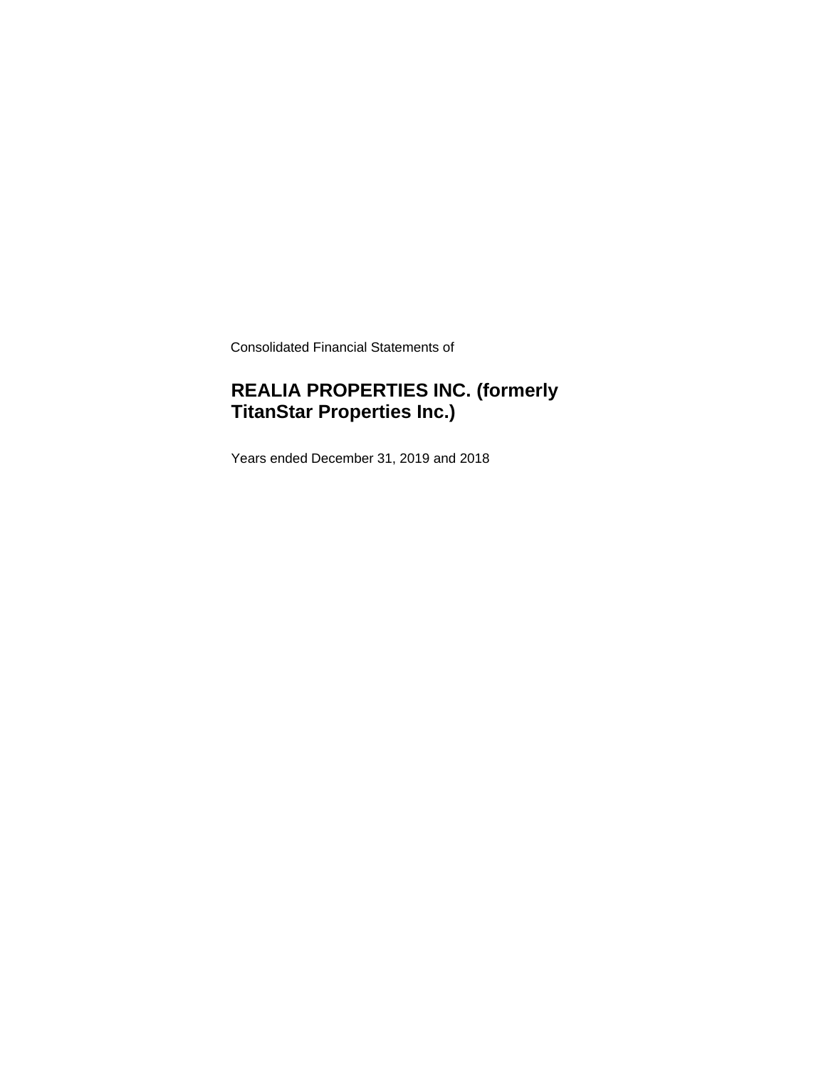Consolidated Financial Statements of

# REALIA PROPERTIES INC. (formerly TitanStar Properties Inc.)

Years ended December 31, 2019 and 2018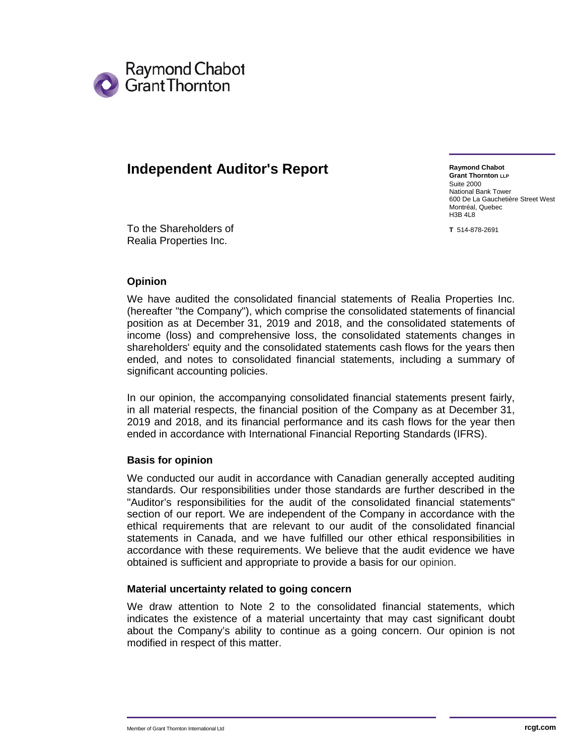Raymond Chabot
Grant Thornton

# Independent Auditor's Report

**Raymond Chabot**
**Grant Thornton LLP**
Suite 2000
National Bank Tower
600 De La Gauchetière Street West
Montréal, Quebec
H3B 4L8

**T** 514-878-2691

To the Shareholders of
Realia Properties Inc.

### Opinion

We have audited the consolidated financial statements of Realia Properties Inc. (hereafter "the Company"), which comprise the consolidated statements of financial position as at December 31, 2019 and 2018, and the consolidated statements of income (loss) and comprehensive loss, the consolidated statements changes in shareholders' equity and the consolidated statements cash flows for the years then ended, and notes to consolidated financial statements, including a summary of significant accounting policies.

In our opinion, the accompanying consolidated financial statements present fairly, in all material respects, the financial position of the Company as at December 31, 2019 and 2018, and its financial performance and its cash flows for the year then ended in accordance with International Financial Reporting Standards (IFRS).

### Basis for opinion

We conducted our audit in accordance with Canadian generally accepted auditing standards. Our responsibilities under those standards are further described in the "Auditor's responsibilities for the audit of the consolidated financial statements" section of our report. We are independent of the Company in accordance with the ethical requirements that are relevant to our audit of the consolidated financial statements in Canada, and we have fulfilled our other ethical responsibilities in accordance with these requirements. We believe that the audit evidence we have obtained is sufficient and appropriate to provide a basis for our opinion.

### Material uncertainty related to going concern

We draw attention to Note 2 to the consolidated financial statements, which indicates the existence of a material uncertainty that may cast significant doubt about the Company's ability to continue as a going concern. Our opinion is not modified in respect of this matter.

Member of Grant Thornton International Ltd

rcgt.com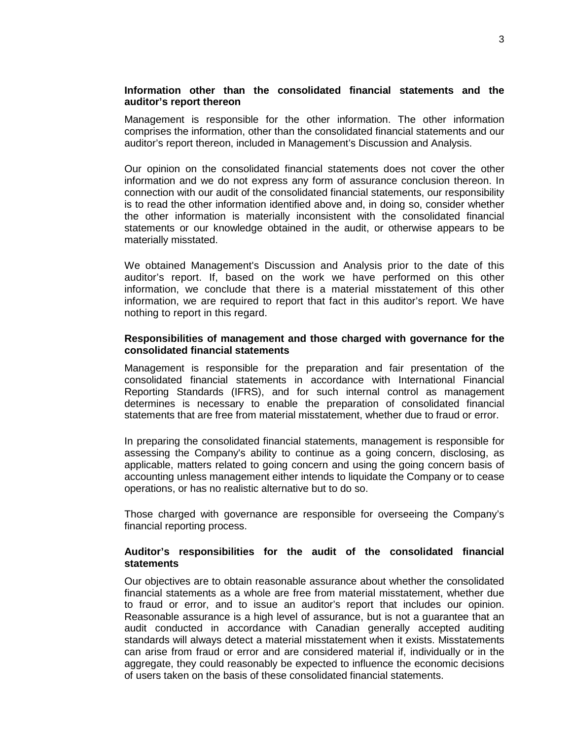### Information other than the consolidated financial statements and the auditor’s report thereon

Management is responsible for the other information. The other information comprises the information, other than the consolidated financial statements and our auditor’s report thereon, included in Management’s Discussion and Analysis.

Our opinion on the consolidated financial statements does not cover the other information and we do not express any form of assurance conclusion thereon. In connection with our audit of the consolidated financial statements, our responsibility is to read the other information identified above and, in doing so, consider whether the other information is materially inconsistent with the consolidated financial statements or our knowledge obtained in the audit, or otherwise appears to be materially misstated.

We obtained Management's Discussion and Analysis prior to the date of this auditor’s report. If, based on the work we have performed on this other information, we conclude that there is a material misstatement of this other information, we are required to report that fact in this auditor’s report. We have nothing to report in this regard.

### Responsibilities of management and those charged with governance for the consolidated financial statements

Management is responsible for the preparation and fair presentation of the consolidated financial statements in accordance with International Financial Reporting Standards (IFRS), and for such internal control as management determines is necessary to enable the preparation of consolidated financial statements that are free from material misstatement, whether due to fraud or error.

In preparing the consolidated financial statements, management is responsible for assessing the Company's ability to continue as a going concern, disclosing, as applicable, matters related to going concern and using the going concern basis of accounting unless management either intends to liquidate the Company or to cease operations, or has no realistic alternative but to do so.

Those charged with governance are responsible for overseeing the Company’s financial reporting process.

### Auditor’s responsibilities for the audit of the consolidated financial statements

Our objectives are to obtain reasonable assurance about whether the consolidated financial statements as a whole are free from material misstatement, whether due to fraud or error, and to issue an auditor’s report that includes our opinion. Reasonable assurance is a high level of assurance, but is not a guarantee that an audit conducted in accordance with Canadian generally accepted auditing standards will always detect a material misstatement when it exists. Misstatements can arise from fraud or error and are considered material if, individually or in the aggregate, they could reasonably be expected to influence the economic decisions of users taken on the basis of these consolidated financial statements.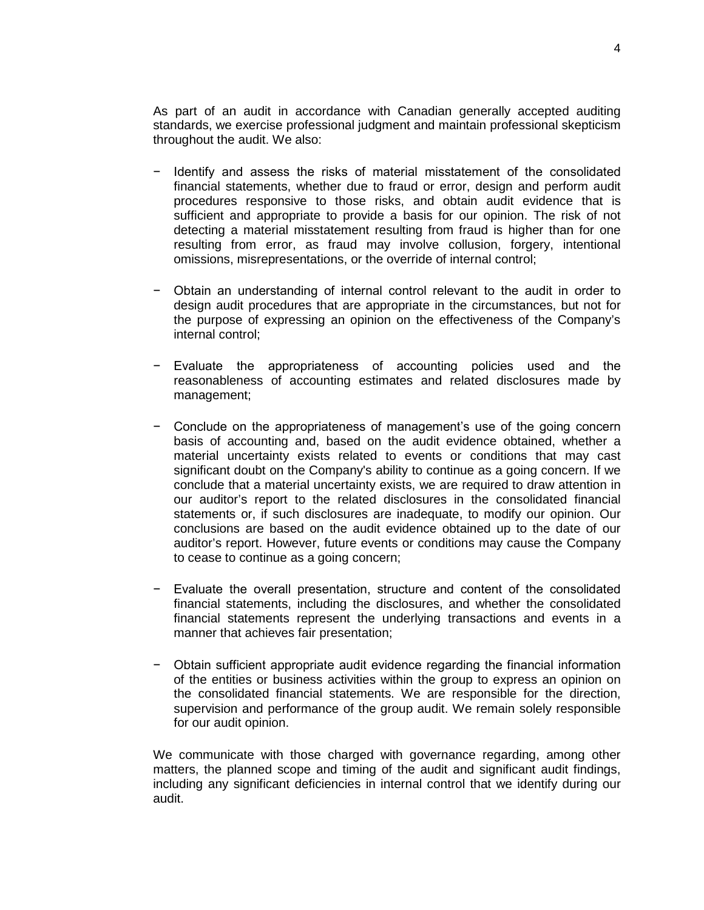As part of an audit in accordance with Canadian generally accepted auditing standards, we exercise professional judgment and maintain professional skepticism throughout the audit. We also:

- Identify and assess the risks of material misstatement of the consolidated financial statements, whether due to fraud or error, design and perform audit procedures responsive to those risks, and obtain audit evidence that is sufficient and appropriate to provide a basis for our opinion. The risk of not detecting a material misstatement resulting from fraud is higher than for one resulting from error, as fraud may involve collusion, forgery, intentional omissions, misrepresentations, or the override of internal control;

- Obtain an understanding of internal control relevant to the audit in order to design audit procedures that are appropriate in the circumstances, but not for the purpose of expressing an opinion on the effectiveness of the Company's internal control;

- Evaluate the appropriateness of accounting policies used and the reasonableness of accounting estimates and related disclosures made by management;

- Conclude on the appropriateness of management's use of the going concern basis of accounting and, based on the audit evidence obtained, whether a material uncertainty exists related to events or conditions that may cast significant doubt on the Company's ability to continue as a going concern. If we conclude that a material uncertainty exists, we are required to draw attention in our auditor's report to the related disclosures in the consolidated financial statements or, if such disclosures are inadequate, to modify our opinion. Our conclusions are based on the audit evidence obtained up to the date of our auditor's report. However, future events or conditions may cause the Company to cease to continue as a going concern;

- Evaluate the overall presentation, structure and content of the consolidated financial statements, including the disclosures, and whether the consolidated financial statements represent the underlying transactions and events in a manner that achieves fair presentation;

- Obtain sufficient appropriate audit evidence regarding the financial information of the entities or business activities within the group to express an opinion on the consolidated financial statements. We are responsible for the direction, supervision and performance of the group audit. We remain solely responsible for our audit opinion.

We communicate with those charged with governance regarding, among other matters, the planned scope and timing of the audit and significant audit findings, including any significant deficiencies in internal control that we identify during our audit.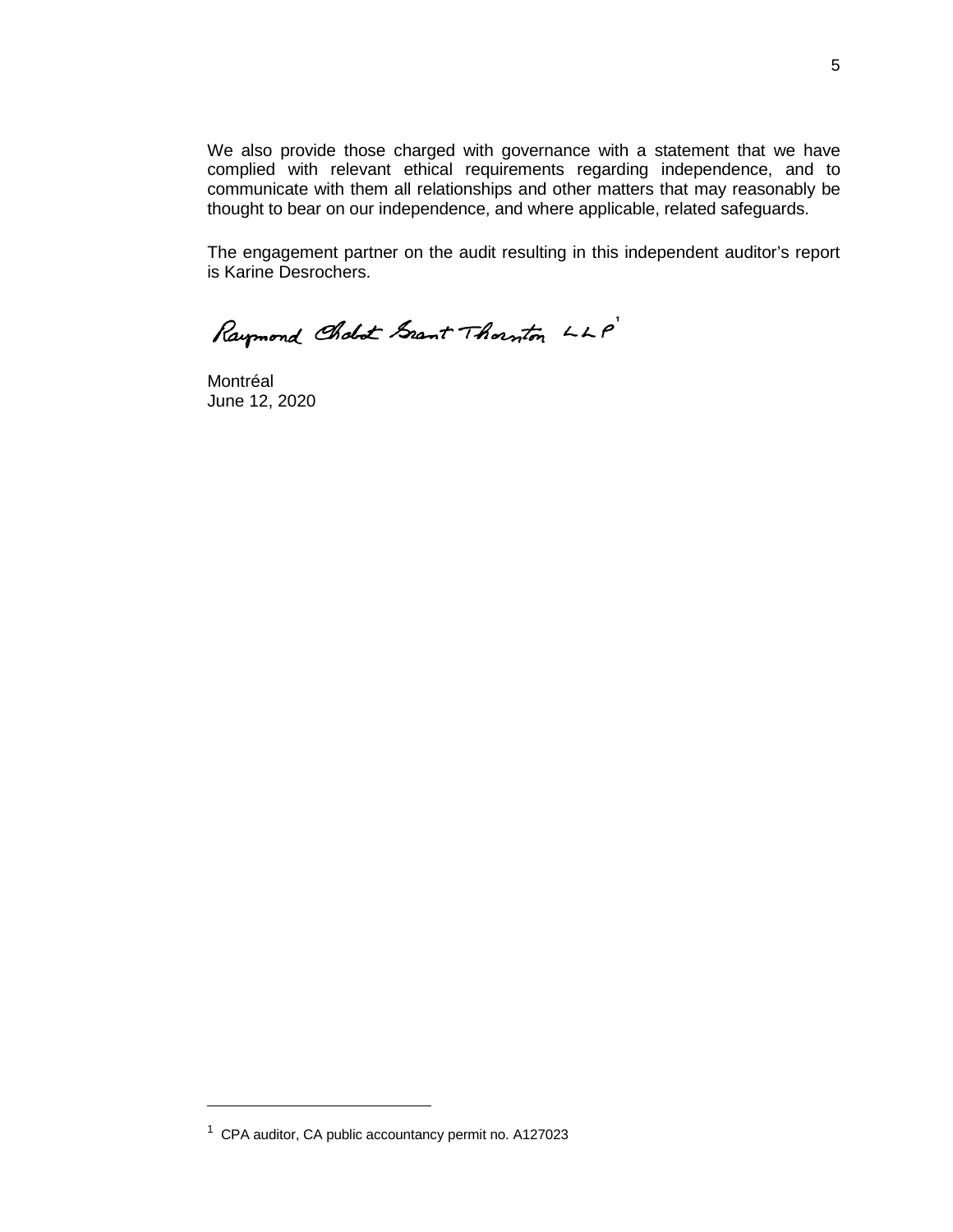We also provide those charged with governance with a statement that we have complied with relevant ethical requirements regarding independence, and to communicate with them all relationships and other matters that may reasonably be thought to bear on our independence, and where applicable, related safeguards.

The engagement partner on the audit resulting in this independent auditor's report is Karine Desrochers.

Raymond Chabot Grant Thornton LLP[1]

Montréal
June 12, 2020

---

[1] CPA auditor, CA public accountancy permit no. A127023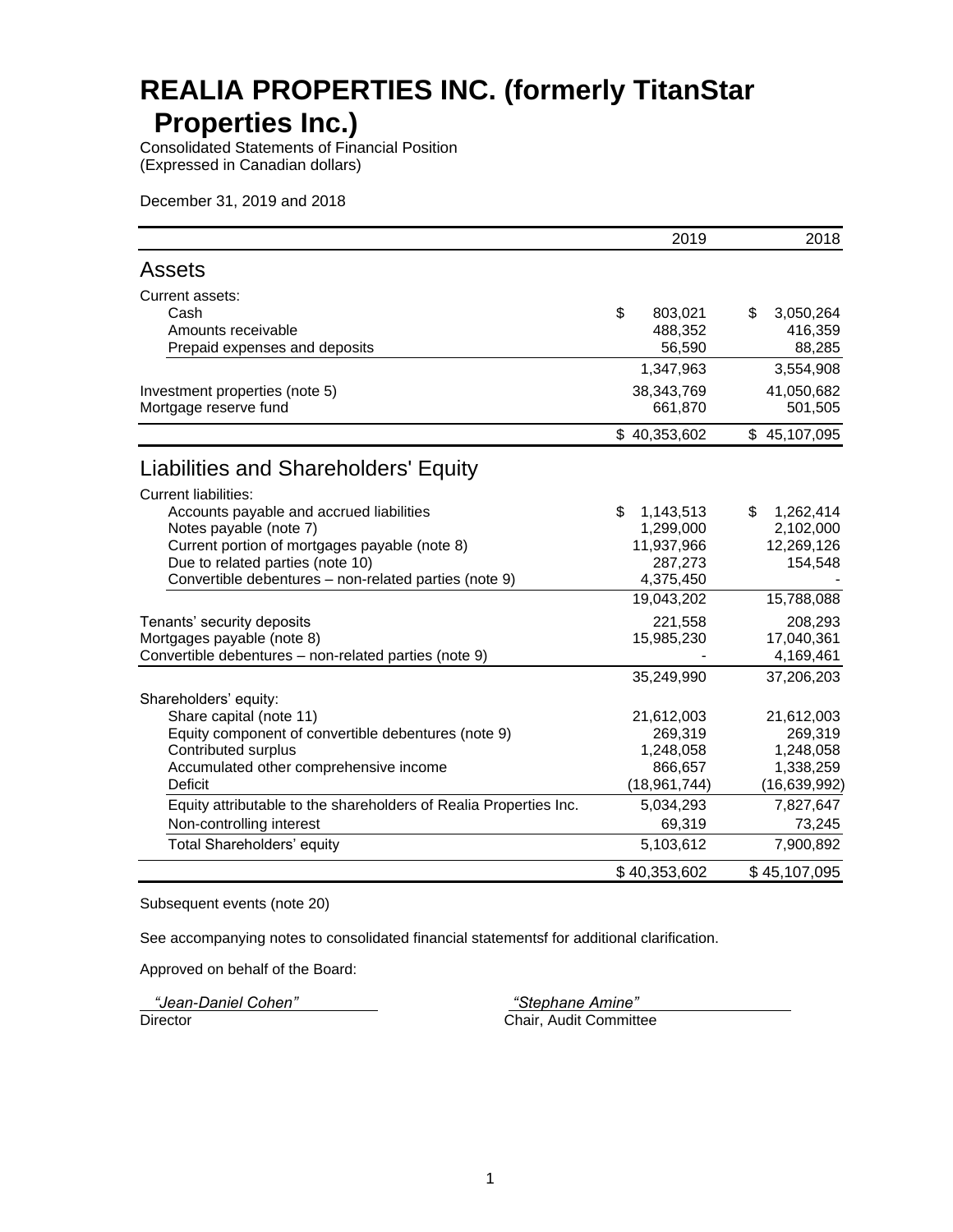# REALIA PROPERTIES INC. (formerly TitanStar Properties Inc.)

Consolidated Statements of Financial Position
(Expressed in Canadian dollars)

December 31, 2019 and 2018

| | 2019 | 2018 |
|---|---|---|
| **Assets** | | |
| Current assets: | | |
| Cash | $ 803,021 | $ 3,050,264 |
| Amounts receivable | 488,352 | 416,359 |
| Prepaid expenses and deposits | 56,590 | 88,285 |
| | 1,347,963 | 3,554,908 |
| Investment properties (note 5) | 38,343,769 | 41,050,682 |
| Mortgage reserve fund | 661,870 | 501,505 |
| | $ 40,353,602 | $ 45,107,095 |
| **Liabilities and Shareholders' Equity** | | |
| Current liabilities: | | |
| Accounts payable and accrued liabilities | $ 1,143,513 | $ 1,262,414 |
| Notes payable (note 7) | 1,299,000 | 2,102,000 |
| Current portion of mortgages payable (note 8) | 11,937,966 | 12,269,126 |
| Due to related parties (note 10) | 287,273 | 154,548 |
| Convertible debentures – non-related parties (note 9) | 4,375,450 | - |
| | 19,043,202 | 15,788,088 |
| Tenants' security deposits | 221,558 | 208,293 |
| Mortgages payable (note 8) | 15,985,230 | 17,040,361 |
| Convertible debentures – non-related parties (note 9) | - | 4,169,461 |
| | 35,249,990 | 37,206,203 |
| Shareholders' equity: | | |
| Share capital (note 11) | 21,612,003 | 21,612,003 |
| Equity component of convertible debentures (note 9) | 269,319 | 269,319 |
| Contributed surplus | 1,248,058 | 1,248,058 |
| Accumulated other comprehensive income | 866,657 | 1,338,259 |
| Deficit | (18,961,744) | (16,639,992) |
| Equity attributable to the shareholders of Realia Properties Inc. | 5,034,293 | 7,827,647 |
| Non-controlling interest | 69,319 | 73,245 |
| Total Shareholders' equity | 5,103,612 | 7,900,892 |
| | $ 40,353,602 | $ 45,107,095 |

Subsequent events (note 20)

See accompanying notes to consolidated financial statementsf for additional clarification.

Approved on behalf of the Board:

*"Jean-Daniel Cohen"*
Director

*"Stephane Amine"*
Chair, Audit Committee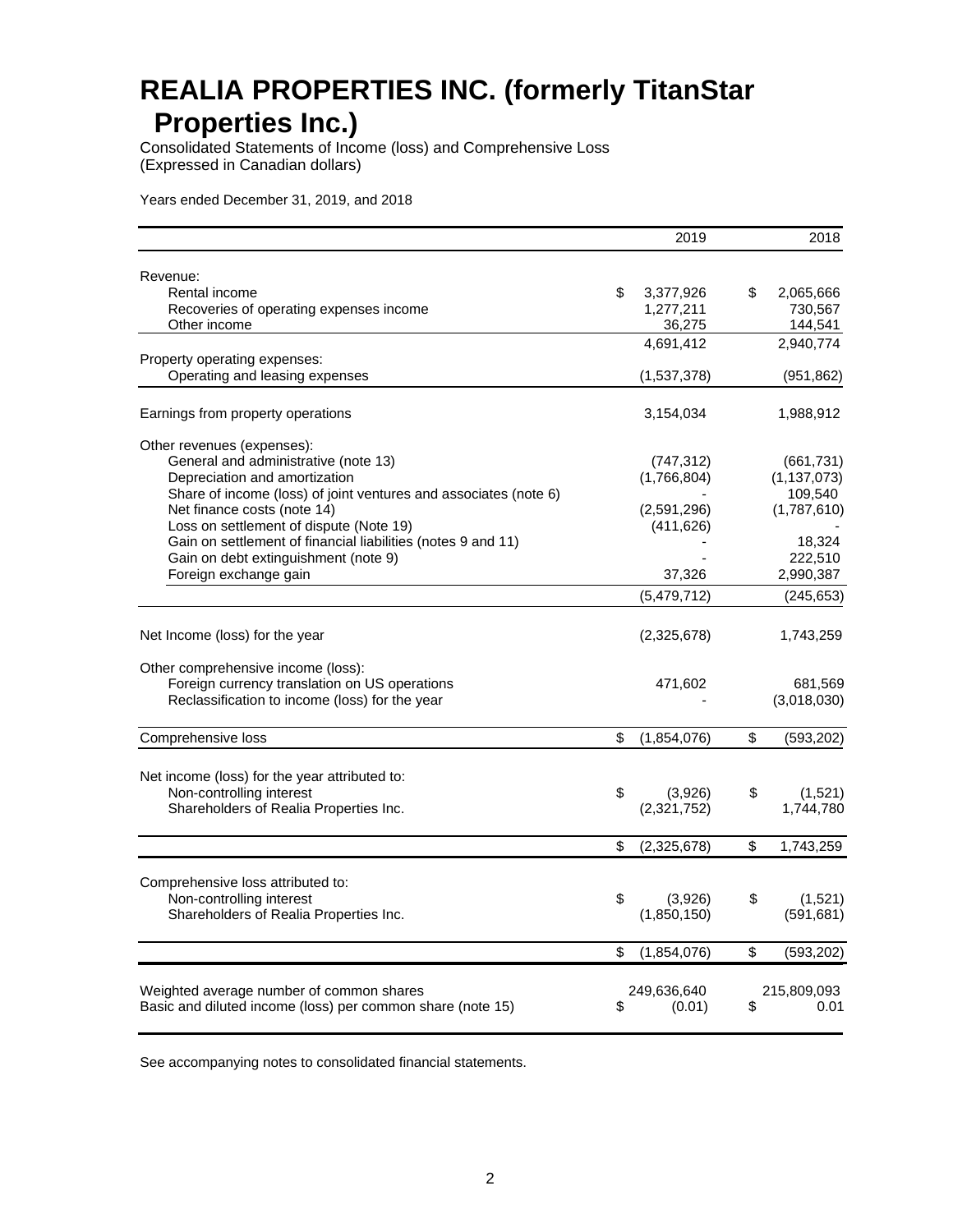# REALIA PROPERTIES INC. (formerly TitanStar Properties Inc.)

Consolidated Statements of Income (loss) and Comprehensive Loss
(Expressed in Canadian dollars)

Years ended December 31, 2019, and 2018

| | 2019 | 2018 |
|---|---|---|
| Revenue: | | |
| Rental income | $ 3,377,926 | $ 2,065,666 |
| Recoveries of operating expenses income | 1,277,211 | 730,567 |
| Other income | 36,275 | 144,541 |
| | 4,691,412 | 2,940,774 |
| Property operating expenses: | | |
| Operating and leasing expenses | (1,537,378) | (951,862) |
| Earnings from property operations | 3,154,034 | 1,988,912 |
| Other revenues (expenses): | | |
| General and administrative (note 13) | (747,312) | (661,731) |
| Depreciation and amortization | (1,766,804) | (1,137,073) |
| Share of income (loss) of joint ventures and associates (note 6) | - | 109,540 |
| Net finance costs (note 14) | (2,591,296) | (1,787,610) |
| Loss on settlement of dispute (Note 19) | (411,626) | - |
| Gain on settlement of financial liabilities (notes 9 and 11) | - | 18,324 |
| Gain on debt extinguishment (note 9) | - | 222,510 |
| Foreign exchange gain | 37,326 | 2,990,387 |
| | (5,479,712) | (245,653) |
| Net Income (loss) for the year | (2,325,678) | 1,743,259 |
| Other comprehensive income (loss): | | |
| Foreign currency translation on US operations | 471,602 | 681,569 |
| Reclassification to income (loss) for the year | - | (3,018,030) |
| Comprehensive loss | $ (1,854,076) | $ (593,202) |
| Net income (loss) for the year attributed to: | | |
| Non-controlling interest | $ (3,926) | $ (1,521) |
| Shareholders of Realia Properties Inc. | (2,321,752) | 1,744,780 |
| | $ (2,325,678) | $ 1,743,259 |
| Comprehensive loss attributed to: | | |
| Non-controlling interest | $ (3,926) | $ (1,521) |
| Shareholders of Realia Properties Inc. | (1,850,150) | (591,681) |
| | $ (1,854,076) | $ (593,202) |
| Weighted average number of common shares | 249,636,640 | 215,809,093 |
| Basic and diluted income (loss) per common share (note 15) | $ (0.01) | $ 0.01 |

See accompanying notes to consolidated financial statements.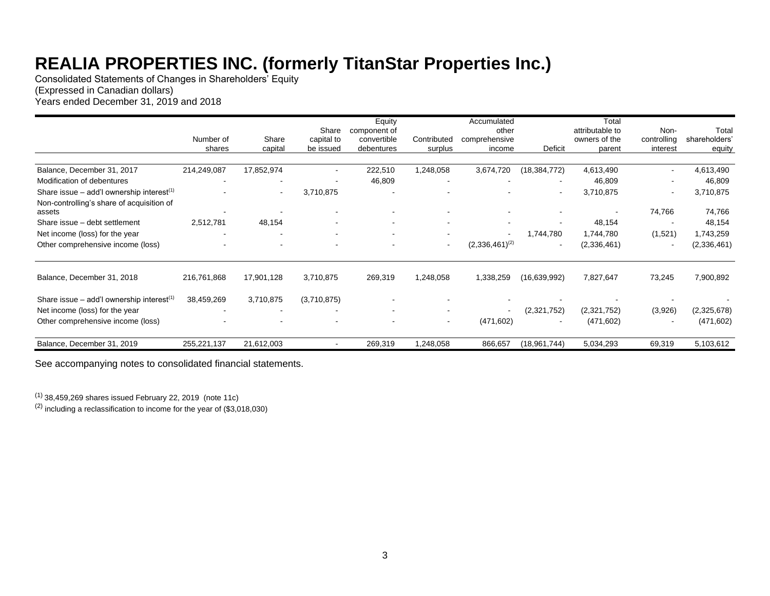# REALIA PROPERTIES INC. (formerly TitanStar Properties Inc.)

Consolidated Statements of Changes in Shareholders' Equity
(Expressed in Canadian dollars)
Years ended December 31, 2019 and 2018

| | Number of shares | Share capital | Share capital to be issued | Equity component of convertible debentures | Contributed surplus | Accumulated other comprehensive income | Deficit | Total attributable to owners of the parent | Non-controlling interest | Total shareholders' equity |
|---|---|---|---|---|---|---|---|---|---|---|
| Balance, December 31, 2017 | 214,249,087 | 17,852,974 | - | 222,510 | 1,248,058 | 3,674,720 | (18,384,772) | 4,613,490 | - | 4,613,490 |
| Modification of debentures | - | - | - | 46,809 | - | - | - | 46,809 | - | 46,809 |
| Share issue – add'l ownership interest[(1)] | - | - | 3,710,875 | - | - | - | - | 3,710,875 | - | 3,710,875 |
| Non-controlling's share of acquisition of assets | - | - | - | - | - | - | - | - | 74,766 | 74,766 |
| Share issue – debt settlement | 2,512,781 | 48,154 | - | - | - | - | - | 48,154 | - | 48,154 |
| Net income (loss) for the year | - | - | - | - | - | - | 1,744,780 | 1,744,780 | (1,521) | 1,743,259 |
| Other comprehensive income (loss) | - | - | - | - | - | (2,336,461)[(2)] | - | (2,336,461) | - | (2,336,461) |
| Balance, December 31, 2018 | 216,761,868 | 17,901,128 | 3,710,875 | 269,319 | 1,248,058 | 1,338,259 | (16,639,992) | 7,827,647 | 73,245 | 7,900,892 |
| Share issue – add'l ownership interest[(1)] | 38,459,269 | 3,710,875 | (3,710,875) | - | - | - | - | - | - | - |
| Net income (loss) for the year | - | - | - | - | - | - | (2,321,752) | (2,321,752) | (3,926) | (2,325,678) |
| Other comprehensive income (loss) | - | - | - | - | - | (471,602) | - | (471,602) | - | (471,602) |
| Balance, December 31, 2019 | 255,221,137 | 21,612,003 | - | 269,319 | 1,248,058 | 866,657 | (18,961,744) | 5,034,293 | 69,319 | 5,103,612 |

See accompanying notes to consolidated financial statements.

[(1)] 38,459,269 shares issued February 22, 2019 (note 11c)
[(2)] including a reclassification to income for the year of ($3,018,030)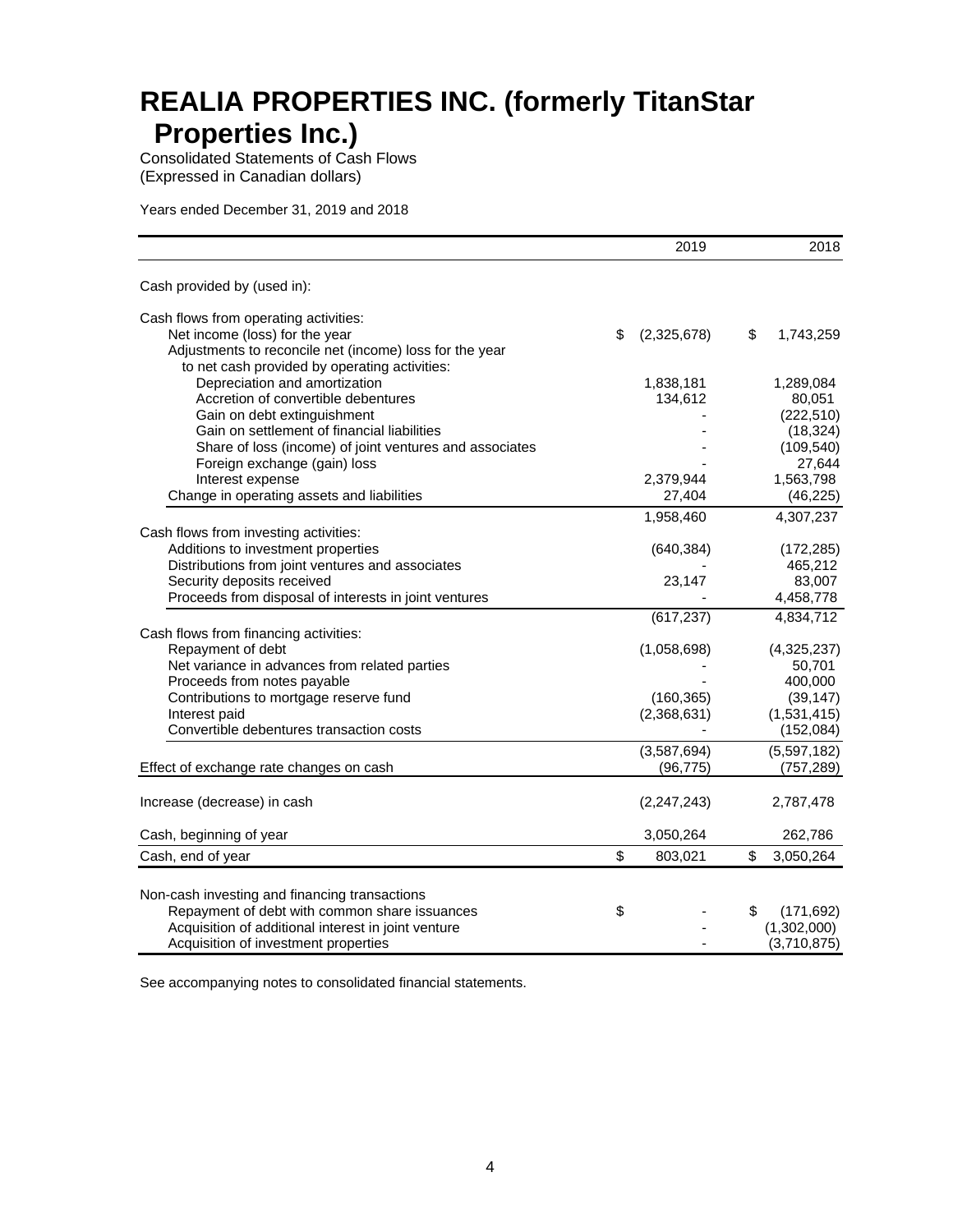# REALIA PROPERTIES INC. (formerly TitanStar Properties Inc.)

Consolidated Statements of Cash Flows
(Expressed in Canadian dollars)

Years ended December 31, 2019 and 2018

| | 2019 | 2018 |
|---|---|---|
| Cash provided by (used in): | | |
| Cash flows from operating activities: | | |
| Net income (loss) for the year | $ (2,325,678) | $ 1,743,259 |
| Adjustments to reconcile net (income) loss for the year to net cash provided by operating activities: | | |
| Depreciation and amortization | 1,838,181 | 1,289,084 |
| Accretion of convertible debentures | 134,612 | 80,051 |
| Gain on debt extinguishment | - | (222,510) |
| Gain on settlement of financial liabilities | - | (18,324) |
| Share of loss (income) of joint ventures and associates | - | (109,540) |
| Foreign exchange (gain) loss | - | 27,644 |
| Interest expense | 2,379,944 | 1,563,798 |
| Change in operating assets and liabilities | 27,404 | (46,225) |
| | 1,958,460 | 4,307,237 |
| Cash flows from investing activities: | | |
| Additions to investment properties | (640,384) | (172,285) |
| Distributions from joint ventures and associates | - | 465,212 |
| Security deposits received | 23,147 | 83,007 |
| Proceeds from disposal of interests in joint ventures | - | 4,458,778 |
| | (617,237) | 4,834,712 |
| Cash flows from financing activities: | | |
| Repayment of debt | (1,058,698) | (4,325,237) |
| Net variance in advances from related parties | - | 50,701 |
| Proceeds from notes payable | - | 400,000 |
| Contributions to mortgage reserve fund | (160,365) | (39,147) |
| Interest paid | (2,368,631) | (1,531,415) |
| Convertible debentures transaction costs | - | (152,084) |
| | (3,587,694) | (5,597,182) |
| Effect of exchange rate changes on cash | (96,775) | (757,289) |
| Increase (decrease) in cash | (2,247,243) | 2,787,478 |
| Cash, beginning of year | 3,050,264 | 262,786 |
| Cash, end of year | $ 803,021 | $ 3,050,264 |
| Non-cash investing and financing transactions | | |
| Repayment of debt with common share issuances | $ - | $ (171,692) |
| Acquisition of additional interest in joint venture | - | (1,302,000) |
| Acquisition of investment properties | - | (3,710,875) |

See accompanying notes to consolidated financial statements.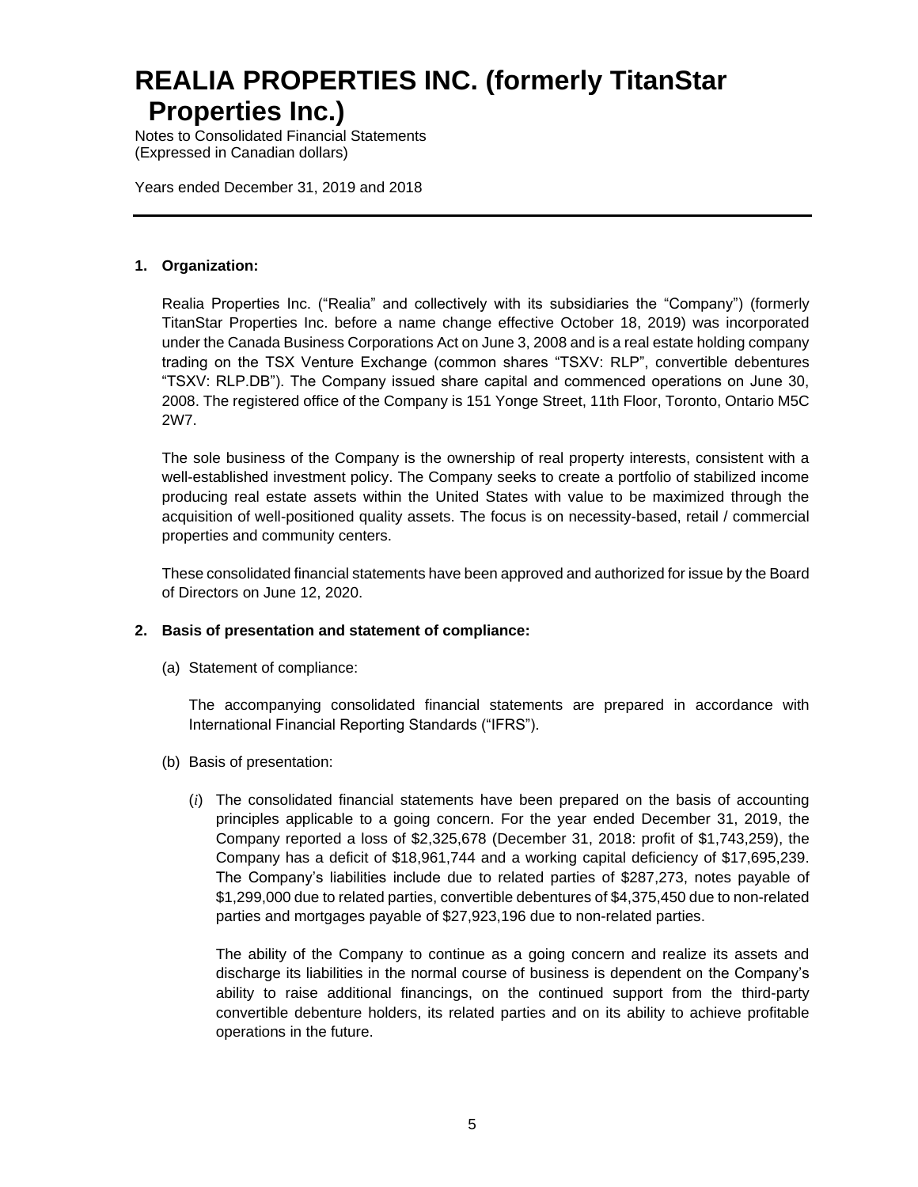# REALIA PROPERTIES INC. (formerly TitanStar Properties Inc.)

Notes to Consolidated Financial Statements
(Expressed in Canadian dollars)

Years ended December 31, 2019 and 2018

---

**1. Organization:**

Realia Properties Inc. ("Realia" and collectively with its subsidiaries the "Company") (formerly TitanStar Properties Inc. before a name change effective October 18, 2019) was incorporated under the Canada Business Corporations Act on June 3, 2008 and is a real estate holding company trading on the TSX Venture Exchange (common shares "TSXV: RLP", convertible debentures "TSXV: RLP.DB"). The Company issued share capital and commenced operations on June 30, 2008. The registered office of the Company is 151 Yonge Street, 11th Floor, Toronto, Ontario M5C 2W7.

The sole business of the Company is the ownership of real property interests, consistent with a well-established investment policy. The Company seeks to create a portfolio of stabilized income producing real estate assets within the United States with value to be maximized through the acquisition of well-positioned quality assets. The focus is on necessity-based, retail / commercial properties and community centers.

These consolidated financial statements have been approved and authorized for issue by the Board of Directors on June 12, 2020.

**2. Basis of presentation and statement of compliance:**

(a) Statement of compliance:

The accompanying consolidated financial statements are prepared in accordance with International Financial Reporting Standards ("IFRS").

(b) Basis of presentation:

(*i*) The consolidated financial statements have been prepared on the basis of accounting principles applicable to a going concern. For the year ended December 31, 2019, the Company reported a loss of $2,325,678 (December 31, 2018: profit of $1,743,259), the Company has a deficit of $18,961,744 and a working capital deficiency of $17,695,239. The Company's liabilities include due to related parties of $287,273, notes payable of $1,299,000 due to related parties, convertible debentures of $4,375,450 due to non-related parties and mortgages payable of $27,923,196 due to non-related parties.

The ability of the Company to continue as a going concern and realize its assets and discharge its liabilities in the normal course of business is dependent on the Company's ability to raise additional financings, on the continued support from the third-party convertible debenture holders, its related parties and on its ability to achieve profitable operations in the future.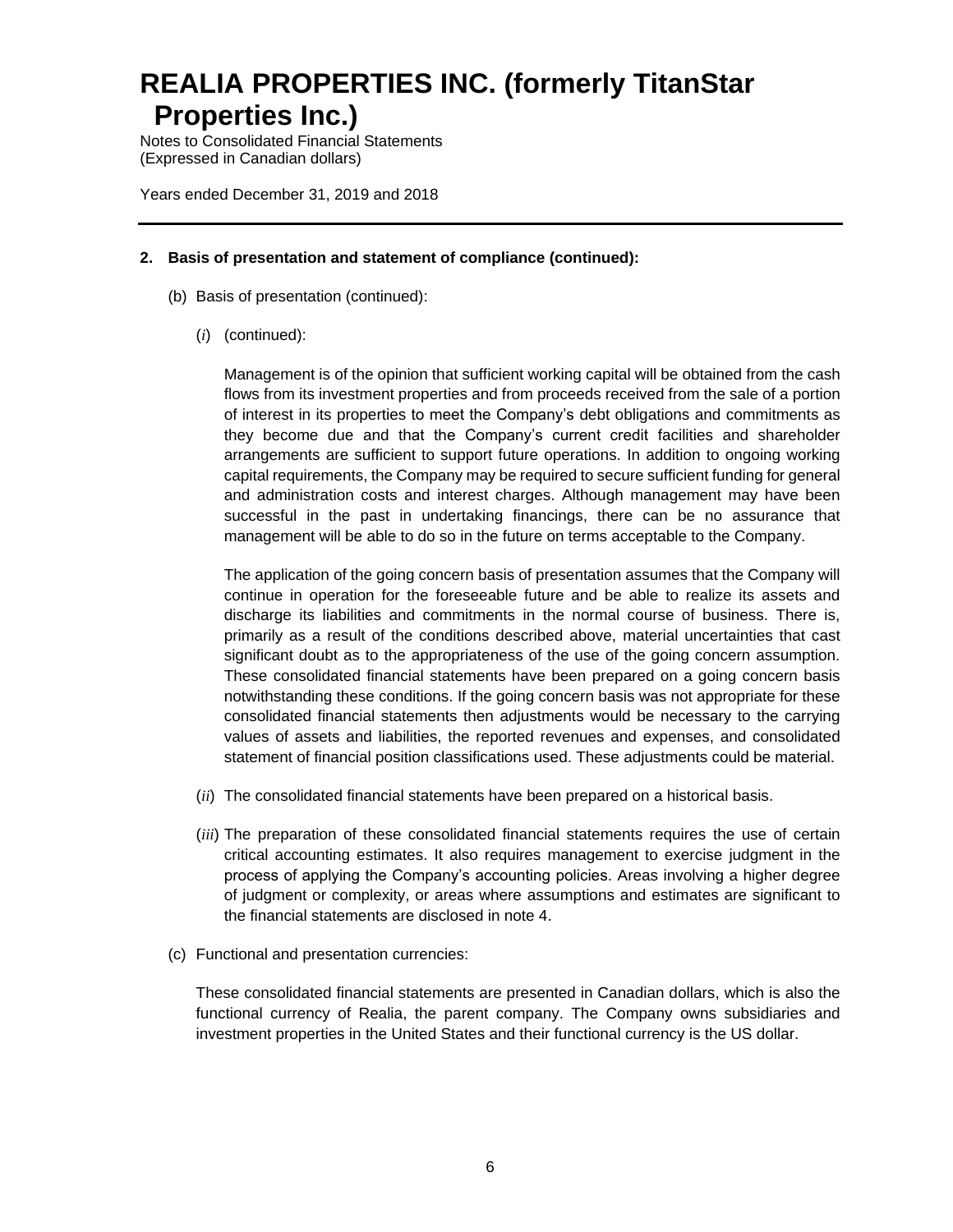**2. Basis of presentation and statement of compliance (continued):**

(b) Basis of presentation (continued):

(*i*) (continued):

Management is of the opinion that sufficient working capital will be obtained from the cash flows from its investment properties and from proceeds received from the sale of a portion of interest in its properties to meet the Company's debt obligations and commitments as they become due and that the Company's current credit facilities and shareholder arrangements are sufficient to support future operations. In addition to ongoing working capital requirements, the Company may be required to secure sufficient funding for general and administration costs and interest charges. Although management may have been successful in the past in undertaking financings, there can be no assurance that management will be able to do so in the future on terms acceptable to the Company.

The application of the going concern basis of presentation assumes that the Company will continue in operation for the foreseeable future and be able to realize its assets and discharge its liabilities and commitments in the normal course of business. There is, primarily as a result of the conditions described above, material uncertainties that cast significant doubt as to the appropriateness of the use of the going concern assumption. These consolidated financial statements have been prepared on a going concern basis notwithstanding these conditions. If the going concern basis was not appropriate for these consolidated financial statements then adjustments would be necessary to the carrying values of assets and liabilities, the reported revenues and expenses, and consolidated statement of financial position classifications used. These adjustments could be material.

(*ii*) The consolidated financial statements have been prepared on a historical basis.

(*iii*) The preparation of these consolidated financial statements requires the use of certain critical accounting estimates. It also requires management to exercise judgment in the process of applying the Company's accounting policies. Areas involving a higher degree of judgment or complexity, or areas where assumptions and estimates are significant to the financial statements are disclosed in note 4.

(c) Functional and presentation currencies:

These consolidated financial statements are presented in Canadian dollars, which is also the functional currency of Realia, the parent company. The Company owns subsidiaries and investment properties in the United States and their functional currency is the US dollar.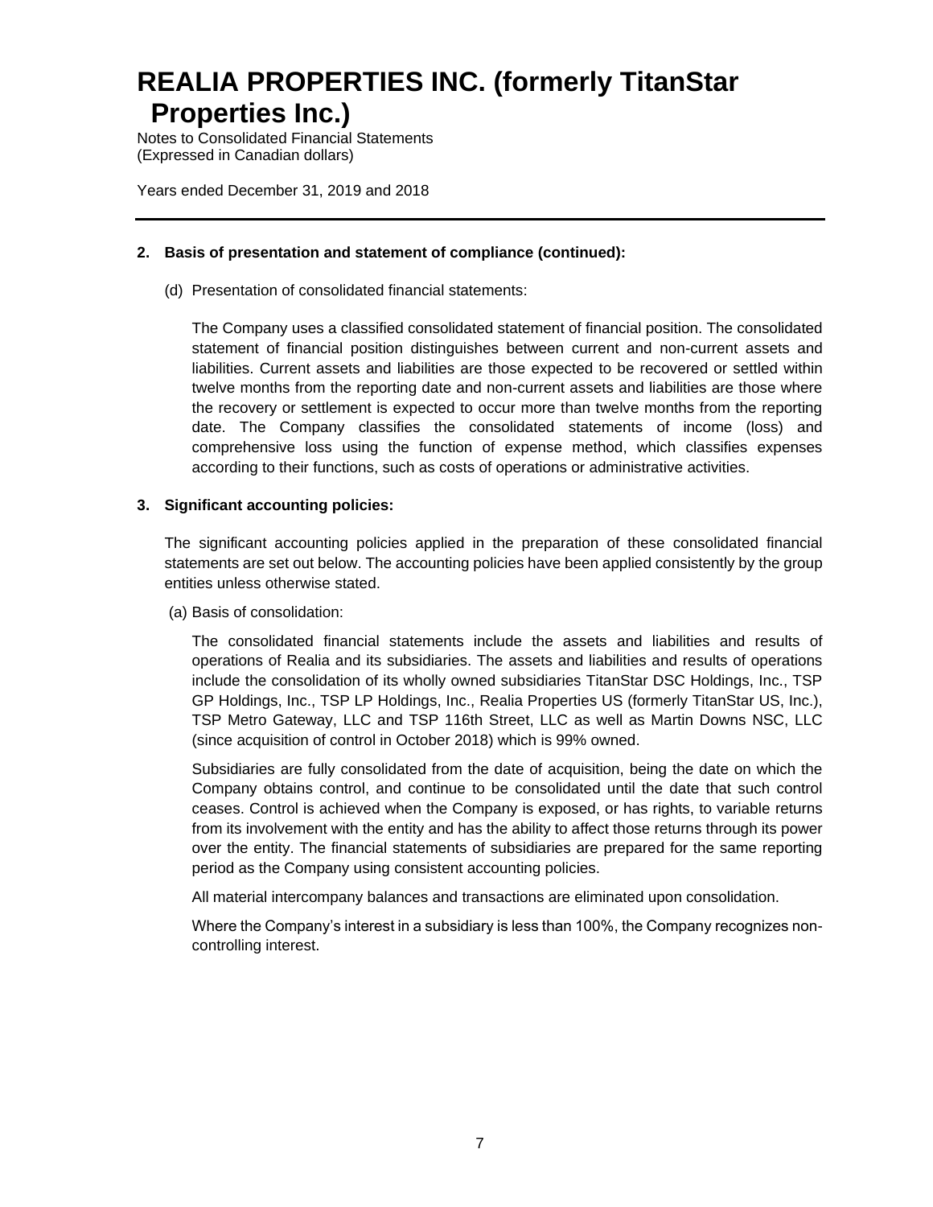## 2. Basis of presentation and statement of compliance (continued):

(d) Presentation of consolidated financial statements:

The Company uses a classified consolidated statement of financial position. The consolidated statement of financial position distinguishes between current and non-current assets and liabilities. Current assets and liabilities are those expected to be recovered or settled within twelve months from the reporting date and non-current assets and liabilities are those where the recovery or settlement is expected to occur more than twelve months from the reporting date. The Company classifies the consolidated statements of income (loss) and comprehensive loss using the function of expense method, which classifies expenses according to their functions, such as costs of operations or administrative activities.

## 3. Significant accounting policies:

The significant accounting policies applied in the preparation of these consolidated financial statements are set out below. The accounting policies have been applied consistently by the group entities unless otherwise stated.

(a) Basis of consolidation:

The consolidated financial statements include the assets and liabilities and results of operations of Realia and its subsidiaries. The assets and liabilities and results of operations include the consolidation of its wholly owned subsidiaries TitanStar DSC Holdings, Inc., TSP GP Holdings, Inc., TSP LP Holdings, Inc., Realia Properties US (formerly TitanStar US, Inc.), TSP Metro Gateway, LLC and TSP 116th Street, LLC as well as Martin Downs NSC, LLC (since acquisition of control in October 2018) which is 99% owned.

Subsidiaries are fully consolidated from the date of acquisition, being the date on which the Company obtains control, and continue to be consolidated until the date that such control ceases. Control is achieved when the Company is exposed, or has rights, to variable returns from its involvement with the entity and has the ability to affect those returns through its power over the entity. The financial statements of subsidiaries are prepared for the same reporting period as the Company using consistent accounting policies.

All material intercompany balances and transactions are eliminated upon consolidation.

Where the Company's interest in a subsidiary is less than 100%, the Company recognizes non-controlling interest.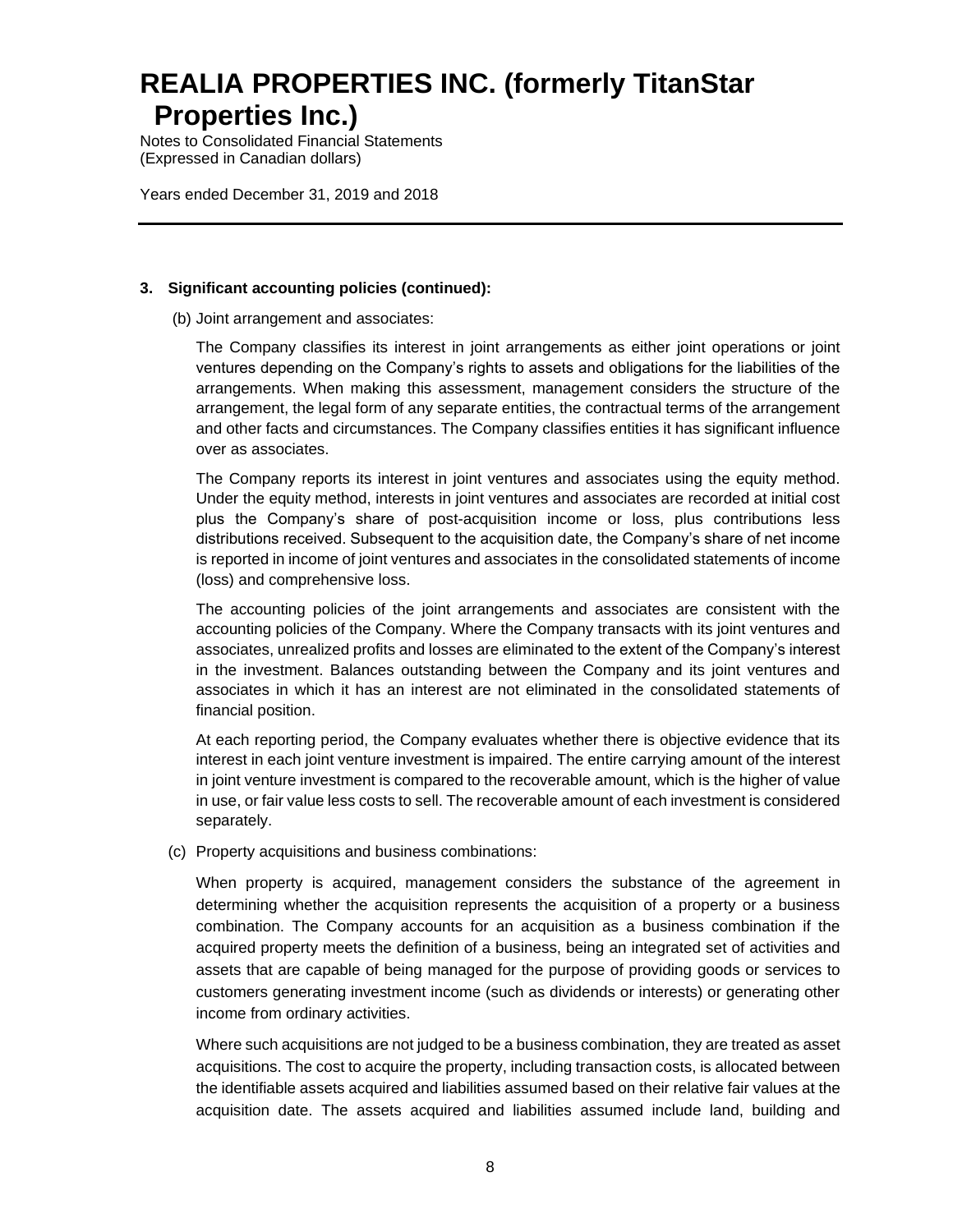### 3. Significant accounting policies (continued):

(b) Joint arrangement and associates:

The Company classifies its interest in joint arrangements as either joint operations or joint ventures depending on the Company's rights to assets and obligations for the liabilities of the arrangements. When making this assessment, management considers the structure of the arrangement, the legal form of any separate entities, the contractual terms of the arrangement and other facts and circumstances. The Company classifies entities it has significant influence over as associates.

The Company reports its interest in joint ventures and associates using the equity method. Under the equity method, interests in joint ventures and associates are recorded at initial cost plus the Company's share of post-acquisition income or loss, plus contributions less distributions received. Subsequent to the acquisition date, the Company's share of net income is reported in income of joint ventures and associates in the consolidated statements of income (loss) and comprehensive loss.

The accounting policies of the joint arrangements and associates are consistent with the accounting policies of the Company. Where the Company transacts with its joint ventures and associates, unrealized profits and losses are eliminated to the extent of the Company's interest in the investment. Balances outstanding between the Company and its joint ventures and associates in which it has an interest are not eliminated in the consolidated statements of financial position.

At each reporting period, the Company evaluates whether there is objective evidence that its interest in each joint venture investment is impaired. The entire carrying amount of the interest in joint venture investment is compared to the recoverable amount, which is the higher of value in use, or fair value less costs to sell. The recoverable amount of each investment is considered separately.

(c) Property acquisitions and business combinations:

When property is acquired, management considers the substance of the agreement in determining whether the acquisition represents the acquisition of a property or a business combination. The Company accounts for an acquisition as a business combination if the acquired property meets the definition of a business, being an integrated set of activities and assets that are capable of being managed for the purpose of providing goods or services to customers generating investment income (such as dividends or interests) or generating other income from ordinary activities.

Where such acquisitions are not judged to be a business combination, they are treated as asset acquisitions. The cost to acquire the property, including transaction costs, is allocated between the identifiable assets acquired and liabilities assumed based on their relative fair values at the acquisition date. The assets acquired and liabilities assumed include land, building and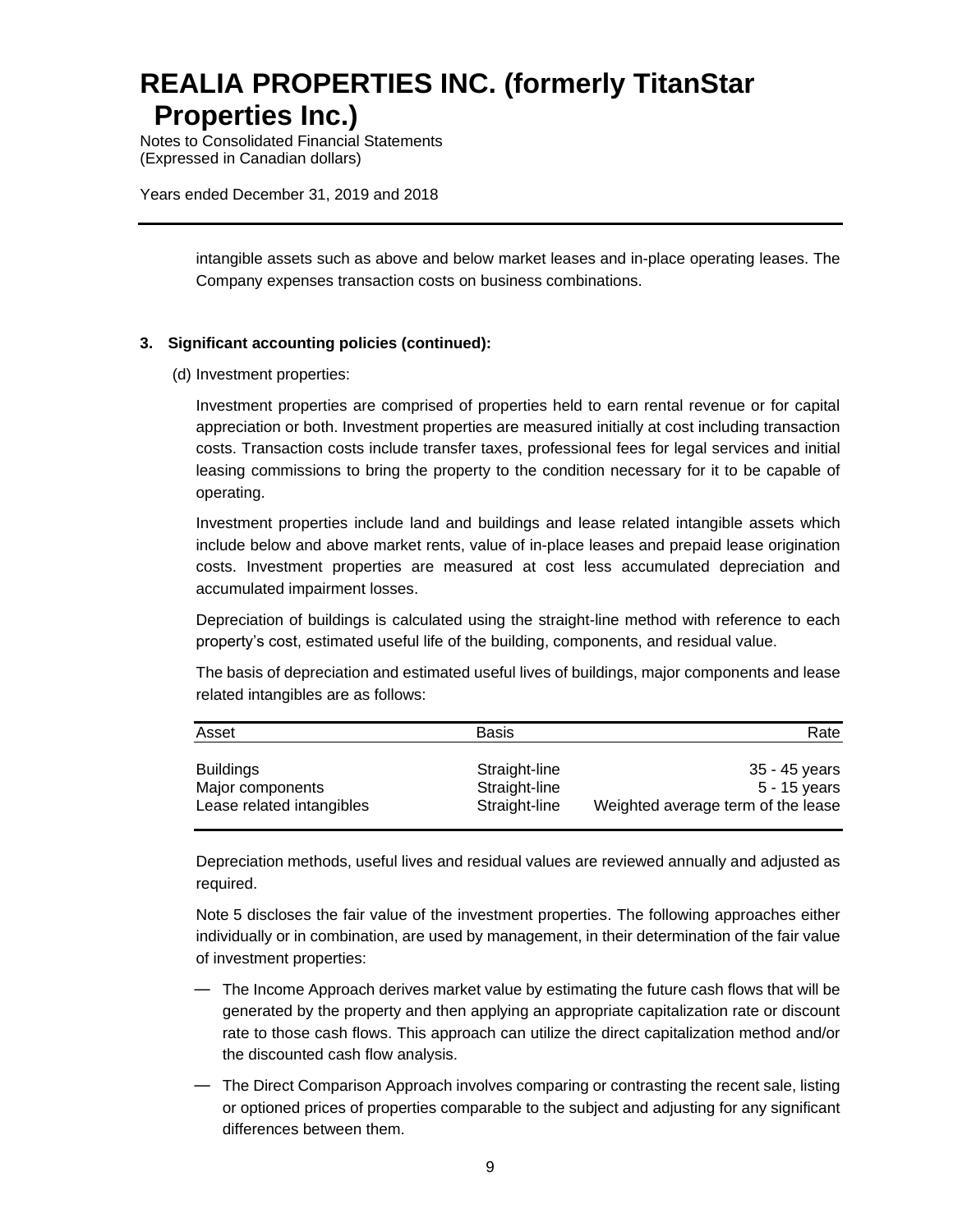intangible assets such as above and below market leases and in-place operating leases. The Company expenses transaction costs on business combinations.

### 3. Significant accounting policies (continued):

(d) Investment properties:

Investment properties are comprised of properties held to earn rental revenue or for capital appreciation or both. Investment properties are measured initially at cost including transaction costs. Transaction costs include transfer taxes, professional fees for legal services and initial leasing commissions to bring the property to the condition necessary for it to be capable of operating.

Investment properties include land and buildings and lease related intangible assets which include below and above market rents, value of in-place leases and prepaid lease origination costs. Investment properties are measured at cost less accumulated depreciation and accumulated impairment losses.

Depreciation of buildings is calculated using the straight-line method with reference to each property's cost, estimated useful life of the building, components, and residual value.

The basis of depreciation and estimated useful lives of buildings, major components and lease related intangibles are as follows:

| Asset | Basis | Rate |
|---|---|---|
| Buildings | Straight-line | 35 - 45 years |
| Major components | Straight-line | 5 - 15 years |
| Lease related intangibles | Straight-line | Weighted average term of the lease |

Depreciation methods, useful lives and residual values are reviewed annually and adjusted as required.

Note 5 discloses the fair value of the investment properties. The following approaches either individually or in combination, are used by management, in their determination of the fair value of investment properties:

- The Income Approach derives market value by estimating the future cash flows that will be generated by the property and then applying an appropriate capitalization rate or discount rate to those cash flows. This approach can utilize the direct capitalization method and/or the discounted cash flow analysis.
- The Direct Comparison Approach involves comparing or contrasting the recent sale, listing or optioned prices of properties comparable to the subject and adjusting for any significant differences between them.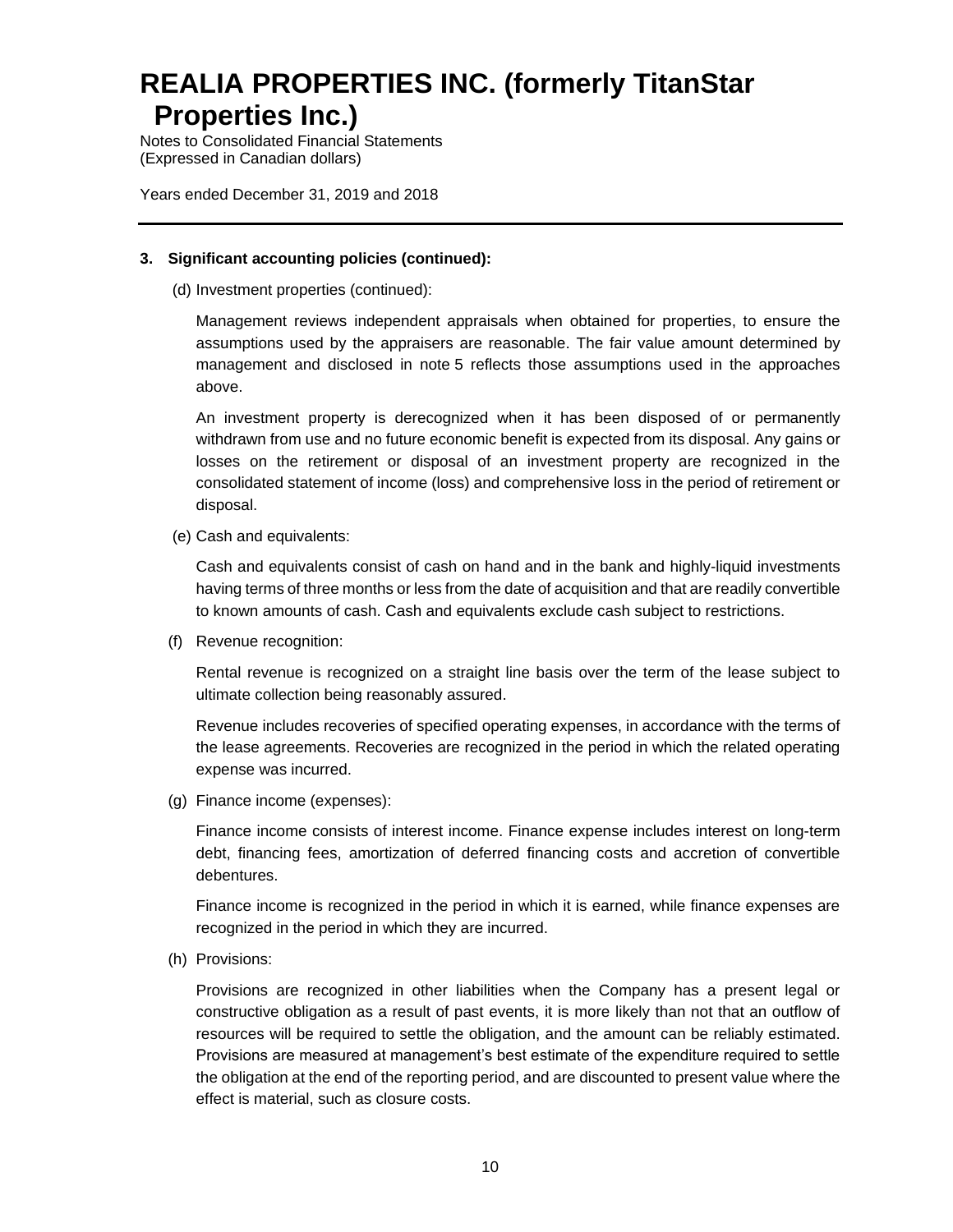### 3. Significant accounting policies (continued):

(d) Investment properties (continued):

Management reviews independent appraisals when obtained for properties, to ensure the assumptions used by the appraisers are reasonable. The fair value amount determined by management and disclosed in note 5 reflects those assumptions used in the approaches above.

An investment property is derecognized when it has been disposed of or permanently withdrawn from use and no future economic benefit is expected from its disposal. Any gains or losses on the retirement or disposal of an investment property are recognized in the consolidated statement of income (loss) and comprehensive loss in the period of retirement or disposal.

(e) Cash and equivalents:

Cash and equivalents consist of cash on hand and in the bank and highly-liquid investments having terms of three months or less from the date of acquisition and that are readily convertible to known amounts of cash. Cash and equivalents exclude cash subject to restrictions.

(f) Revenue recognition:

Rental revenue is recognized on a straight line basis over the term of the lease subject to ultimate collection being reasonably assured.

Revenue includes recoveries of specified operating expenses, in accordance with the terms of the lease agreements. Recoveries are recognized in the period in which the related operating expense was incurred.

(g) Finance income (expenses):

Finance income consists of interest income. Finance expense includes interest on long-term debt, financing fees, amortization of deferred financing costs and accretion of convertible debentures.

Finance income is recognized in the period in which it is earned, while finance expenses are recognized in the period in which they are incurred.

(h) Provisions:

Provisions are recognized in other liabilities when the Company has a present legal or constructive obligation as a result of past events, it is more likely than not that an outflow of resources will be required to settle the obligation, and the amount can be reliably estimated. Provisions are measured at management's best estimate of the expenditure required to settle the obligation at the end of the reporting period, and are discounted to present value where the effect is material, such as closure costs.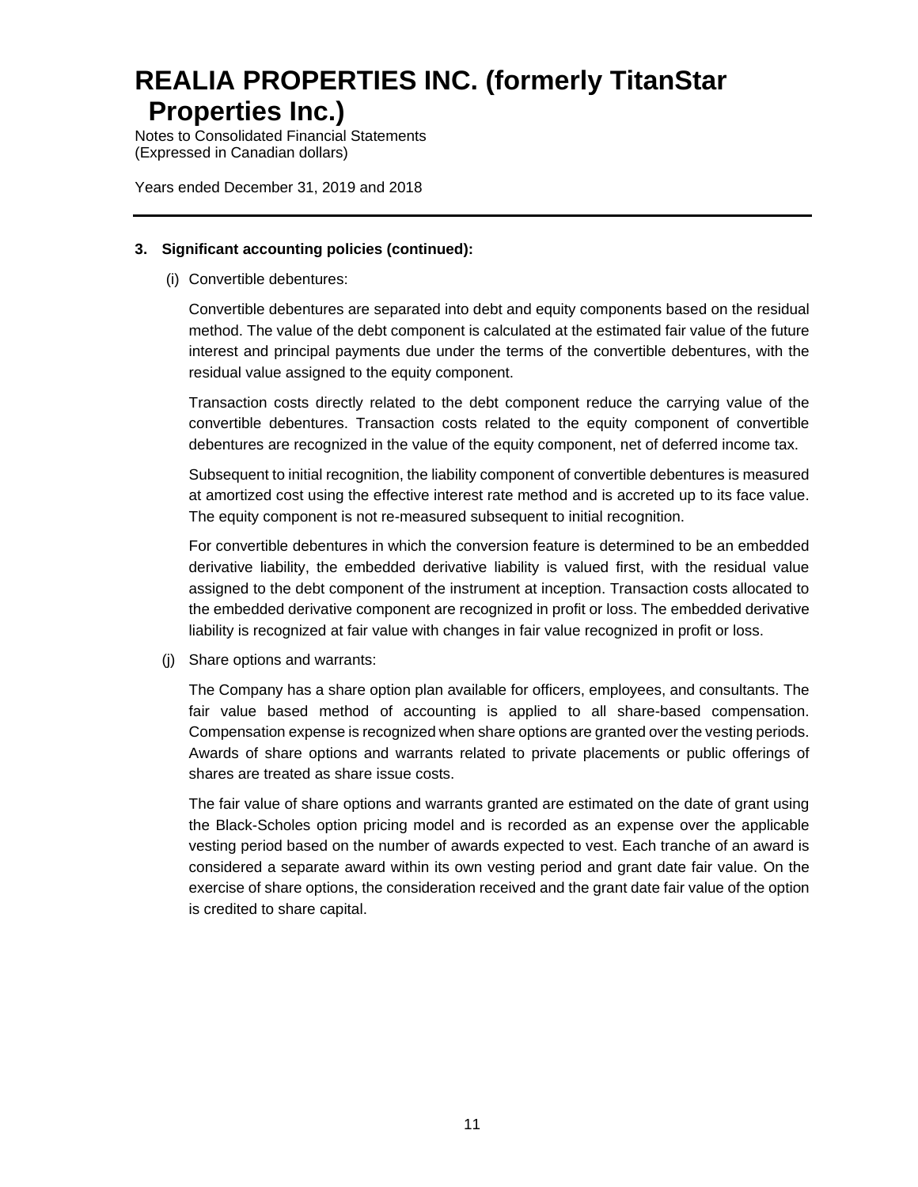# REALIA PROPERTIES INC. (formerly TitanStar Properties Inc.)

Notes to Consolidated Financial Statements
(Expressed in Canadian dollars)

Years ended December 31, 2019 and 2018

---

**3. Significant accounting policies (continued):**

(i) Convertible debentures:

Convertible debentures are separated into debt and equity components based on the residual method. The value of the debt component is calculated at the estimated fair value of the future interest and principal payments due under the terms of the convertible debentures, with the residual value assigned to the equity component.

Transaction costs directly related to the debt component reduce the carrying value of the convertible debentures. Transaction costs related to the equity component of convertible debentures are recognized in the value of the equity component, net of deferred income tax.

Subsequent to initial recognition, the liability component of convertible debentures is measured at amortized cost using the effective interest rate method and is accreted up to its face value. The equity component is not re-measured subsequent to initial recognition.

For convertible debentures in which the conversion feature is determined to be an embedded derivative liability, the embedded derivative liability is valued first, with the residual value assigned to the debt component of the instrument at inception. Transaction costs allocated to the embedded derivative component are recognized in profit or loss. The embedded derivative liability is recognized at fair value with changes in fair value recognized in profit or loss.

(j) Share options and warrants:

The Company has a share option plan available for officers, employees, and consultants. The fair value based method of accounting is applied to all share-based compensation. Compensation expense is recognized when share options are granted over the vesting periods. Awards of share options and warrants related to private placements or public offerings of shares are treated as share issue costs.

The fair value of share options and warrants granted are estimated on the date of grant using the Black-Scholes option pricing model and is recorded as an expense over the applicable vesting period based on the number of awards expected to vest. Each tranche of an award is considered a separate award within its own vesting period and grant date fair value. On the exercise of share options, the consideration received and the grant date fair value of the option is credited to share capital.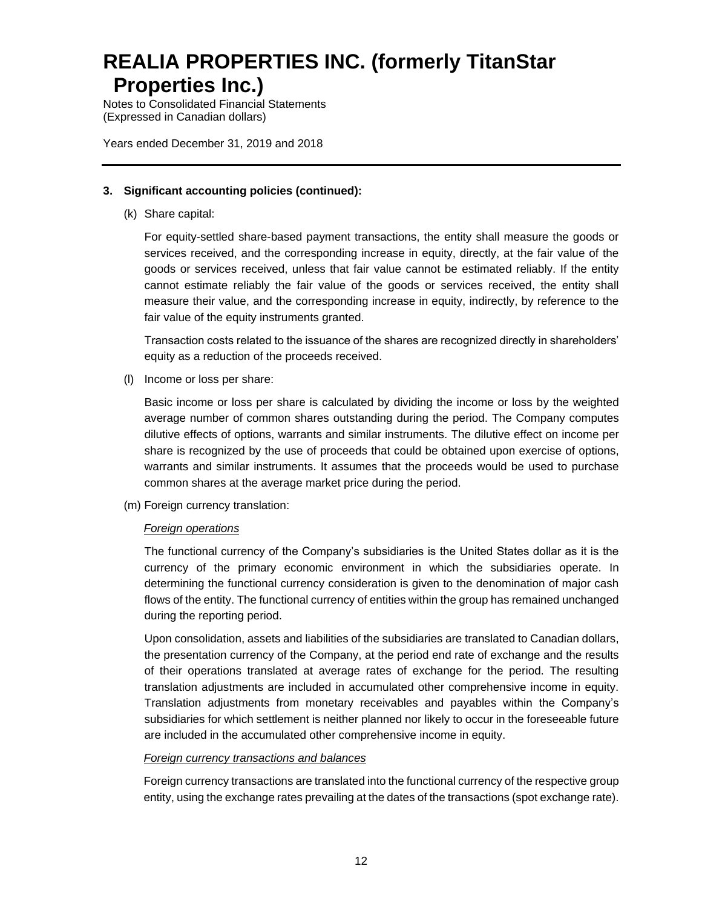### 3. Significant accounting policies (continued):

(k) Share capital:

For equity-settled share-based payment transactions, the entity shall measure the goods or services received, and the corresponding increase in equity, directly, at the fair value of the goods or services received, unless that fair value cannot be estimated reliably. If the entity cannot estimate reliably the fair value of the goods or services received, the entity shall measure their value, and the corresponding increase in equity, indirectly, by reference to the fair value of the equity instruments granted.

Transaction costs related to the issuance of the shares are recognized directly in shareholders' equity as a reduction of the proceeds received.

(l) Income or loss per share:

Basic income or loss per share is calculated by dividing the income or loss by the weighted average number of common shares outstanding during the period. The Company computes dilutive effects of options, warrants and similar instruments. The dilutive effect on income per share is recognized by the use of proceeds that could be obtained upon exercise of options, warrants and similar instruments. It assumes that the proceeds would be used to purchase common shares at the average market price during the period.

(m) Foreign currency translation:

*Foreign operations*

The functional currency of the Company's subsidiaries is the United States dollar as it is the currency of the primary economic environment in which the subsidiaries operate. In determining the functional currency consideration is given to the denomination of major cash flows of the entity. The functional currency of entities within the group has remained unchanged during the reporting period.

Upon consolidation, assets and liabilities of the subsidiaries are translated to Canadian dollars, the presentation currency of the Company, at the period end rate of exchange and the results of their operations translated at average rates of exchange for the period. The resulting translation adjustments are included in accumulated other comprehensive income in equity. Translation adjustments from monetary receivables and payables within the Company's subsidiaries for which settlement is neither planned nor likely to occur in the foreseeable future are included in the accumulated other comprehensive income in equity.

*Foreign currency transactions and balances*

Foreign currency transactions are translated into the functional currency of the respective group entity, using the exchange rates prevailing at the dates of the transactions (spot exchange rate).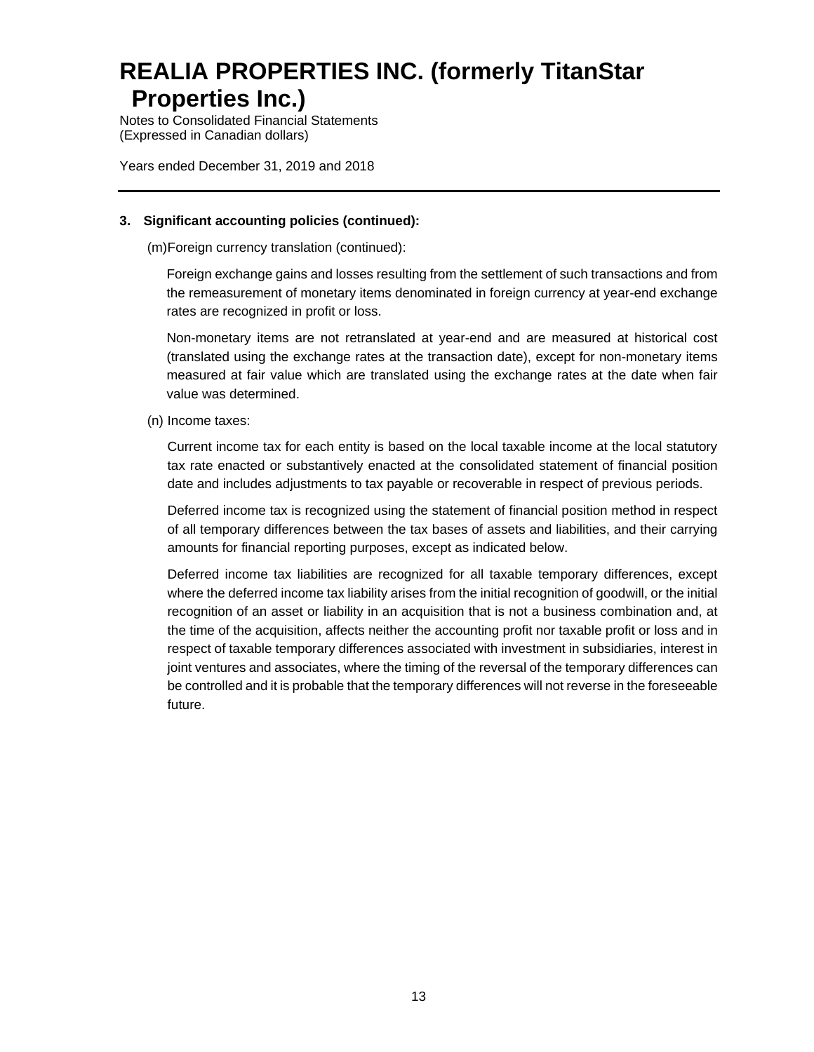# REALIA PROPERTIES INC. (formerly TitanStar Properties Inc.)

Notes to Consolidated Financial Statements
(Expressed in Canadian dollars)

Years ended December 31, 2019 and 2018

---

**3. Significant accounting policies (continued):**

(m) Foreign currency translation (continued):

Foreign exchange gains and losses resulting from the settlement of such transactions and from the remeasurement of monetary items denominated in foreign currency at year-end exchange rates are recognized in profit or loss.

Non-monetary items are not retranslated at year-end and are measured at historical cost (translated using the exchange rates at the transaction date), except for non-monetary items measured at fair value which are translated using the exchange rates at the date when fair value was determined.

(n) Income taxes:

Current income tax for each entity is based on the local taxable income at the local statutory tax rate enacted or substantively enacted at the consolidated statement of financial position date and includes adjustments to tax payable or recoverable in respect of previous periods.

Deferred income tax is recognized using the statement of financial position method in respect of all temporary differences between the tax bases of assets and liabilities, and their carrying amounts for financial reporting purposes, except as indicated below.

Deferred income tax liabilities are recognized for all taxable temporary differences, except where the deferred income tax liability arises from the initial recognition of goodwill, or the initial recognition of an asset or liability in an acquisition that is not a business combination and, at the time of the acquisition, affects neither the accounting profit nor taxable profit or loss and in respect of taxable temporary differences associated with investment in subsidiaries, interest in joint ventures and associates, where the timing of the reversal of the temporary differences can be controlled and it is probable that the temporary differences will not reverse in the foreseeable future.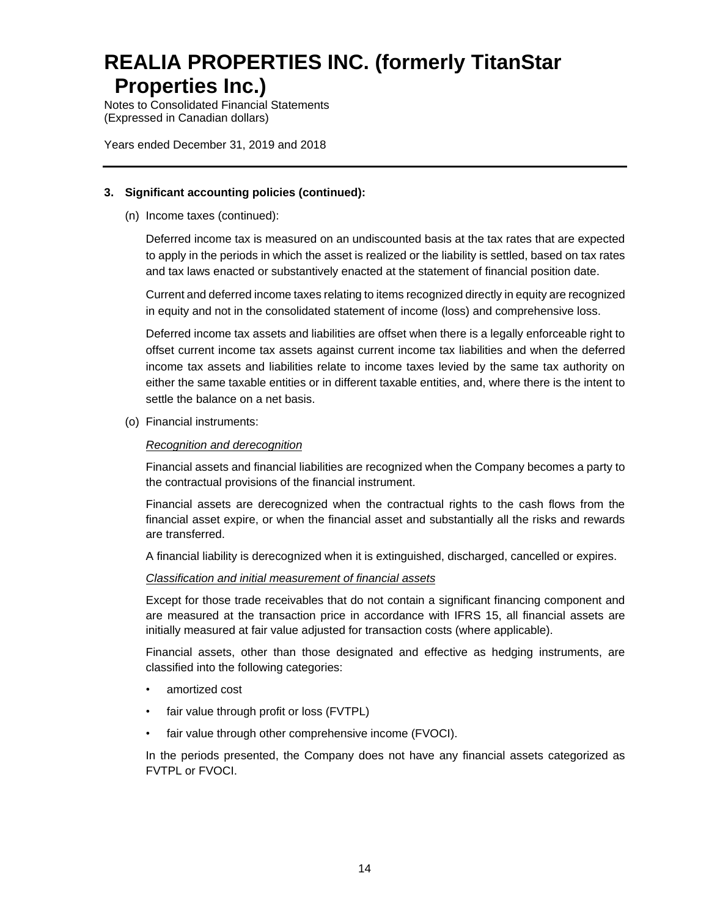**3. Significant accounting policies (continued):**

(n) Income taxes (continued):

Deferred income tax is measured on an undiscounted basis at the tax rates that are expected to apply in the periods in which the asset is realized or the liability is settled, based on tax rates and tax laws enacted or substantively enacted at the statement of financial position date.

Current and deferred income taxes relating to items recognized directly in equity are recognized in equity and not in the consolidated statement of income (loss) and comprehensive loss.

Deferred income tax assets and liabilities are offset when there is a legally enforceable right to offset current income tax assets against current income tax liabilities and when the deferred income tax assets and liabilities relate to income taxes levied by the same tax authority on either the same taxable entities or in different taxable entities, and, where there is the intent to settle the balance on a net basis.

(o) Financial instruments:

*Recognition and derecognition*

Financial assets and financial liabilities are recognized when the Company becomes a party to the contractual provisions of the financial instrument.

Financial assets are derecognized when the contractual rights to the cash flows from the financial asset expire, or when the financial asset and substantially all the risks and rewards are transferred.

A financial liability is derecognized when it is extinguished, discharged, cancelled or expires.

*Classification and initial measurement of financial assets*

Except for those trade receivables that do not contain a significant financing component and are measured at the transaction price in accordance with IFRS 15, all financial assets are initially measured at fair value adjusted for transaction costs (where applicable).

Financial assets, other than those designated and effective as hedging instruments, are classified into the following categories:

- amortized cost
- fair value through profit or loss (FVTPL)
- fair value through other comprehensive income (FVOCI).

In the periods presented, the Company does not have any financial assets categorized as FVTPL or FVOCI.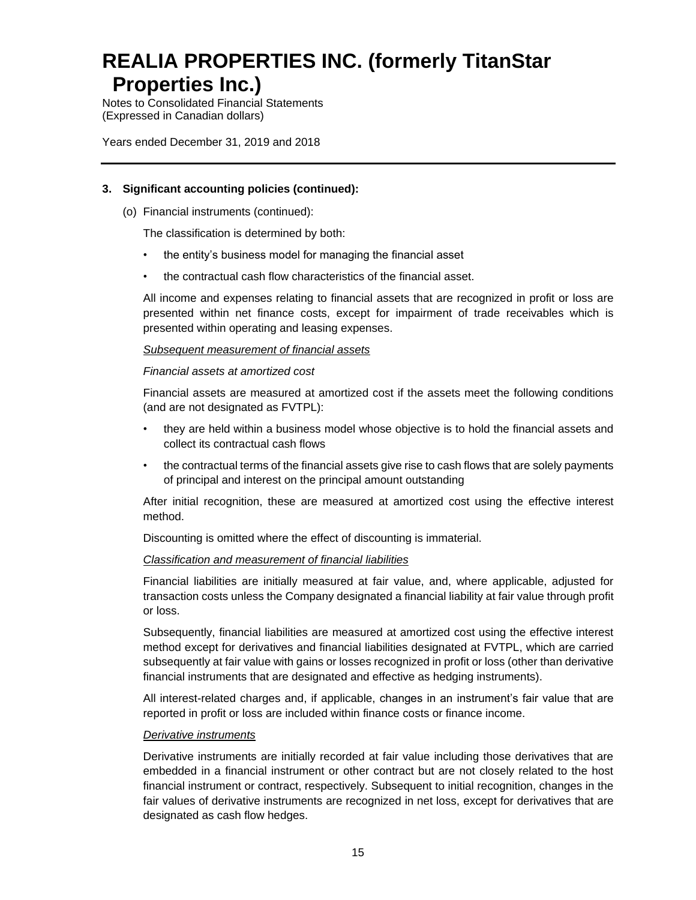### 3. Significant accounting policies (continued):

(o) Financial instruments (continued):

The classification is determined by both:

- the entity's business model for managing the financial asset
- the contractual cash flow characteristics of the financial asset.

All income and expenses relating to financial assets that are recognized in profit or loss are presented within net finance costs, except for impairment of trade receivables which is presented within operating and leasing expenses.

<u>*Subsequent measurement of financial assets*</u>

*Financial assets at amortized cost*

Financial assets are measured at amortized cost if the assets meet the following conditions (and are not designated as FVTPL):

- they are held within a business model whose objective is to hold the financial assets and collect its contractual cash flows
- the contractual terms of the financial assets give rise to cash flows that are solely payments of principal and interest on the principal amount outstanding

After initial recognition, these are measured at amortized cost using the effective interest method.

Discounting is omitted where the effect of discounting is immaterial.

<u>*Classification and measurement of financial liabilities*</u>

Financial liabilities are initially measured at fair value, and, where applicable, adjusted for transaction costs unless the Company designated a financial liability at fair value through profit or loss.

Subsequently, financial liabilities are measured at amortized cost using the effective interest method except for derivatives and financial liabilities designated at FVTPL, which are carried subsequently at fair value with gains or losses recognized in profit or loss (other than derivative financial instruments that are designated and effective as hedging instruments).

All interest-related charges and, if applicable, changes in an instrument's fair value that are reported in profit or loss are included within finance costs or finance income.

<u>*Derivative instruments*</u>

Derivative instruments are initially recorded at fair value including those derivatives that are embedded in a financial instrument or other contract but are not closely related to the host financial instrument or contract, respectively. Subsequent to initial recognition, changes in the fair values of derivative instruments are recognized in net loss, except for derivatives that are designated as cash flow hedges.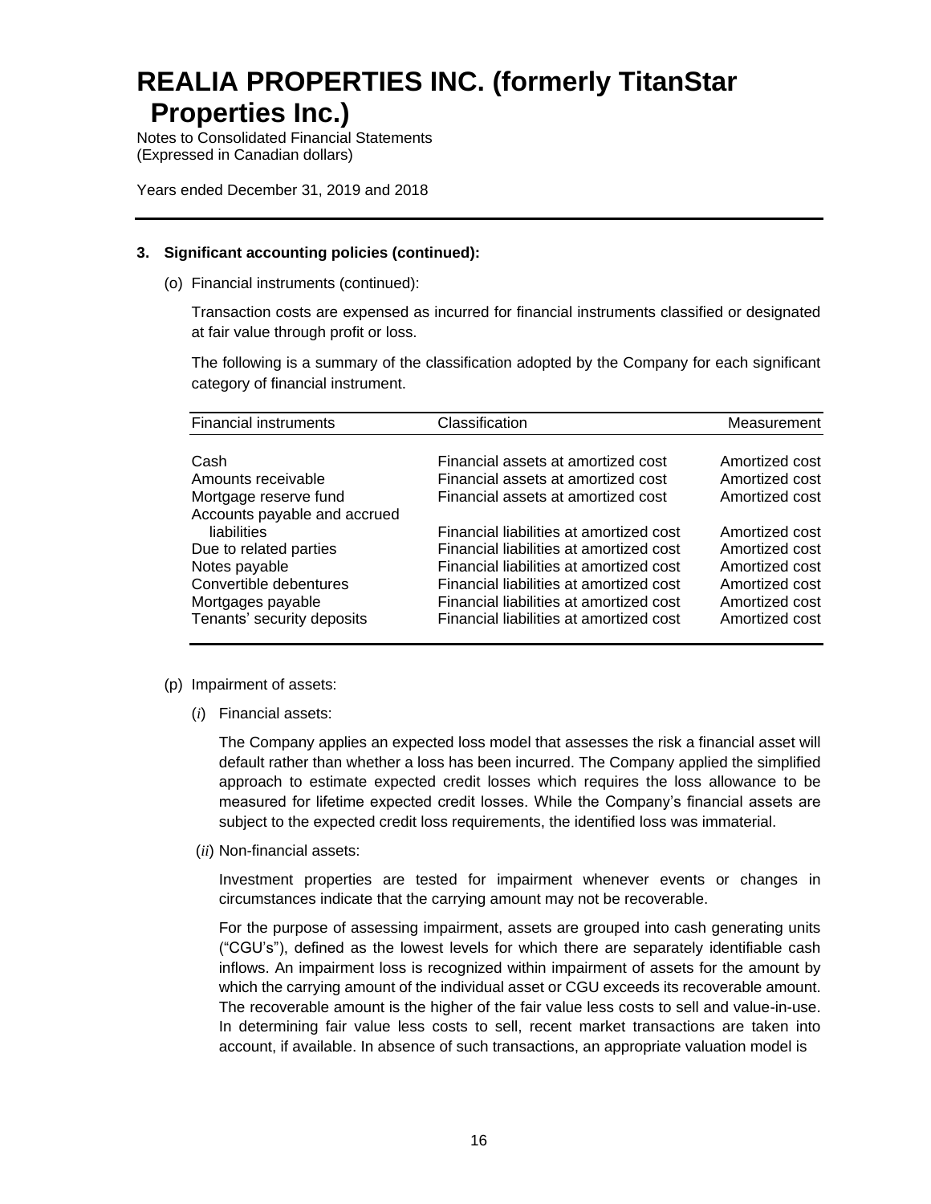# REALIA PROPERTIES INC. (formerly TitanStar Properties Inc.)

Notes to Consolidated Financial Statements
(Expressed in Canadian dollars)

Years ended December 31, 2019 and 2018

---

**3. Significant accounting policies (continued):**

(o) Financial instruments (continued):

Transaction costs are expensed as incurred for financial instruments classified or designated at fair value through profit or loss.

The following is a summary of the classification adopted by the Company for each significant category of financial instrument.

| Financial instruments | Classification | Measurement |
|---|---|---|
| Cash | Financial assets at amortized cost | Amortized cost |
| Amounts receivable | Financial assets at amortized cost | Amortized cost |
| Mortgage reserve fund | Financial assets at amortized cost | Amortized cost |
| Accounts payable and accrued liabilities | Financial liabilities at amortized cost | Amortized cost |
| Due to related parties | Financial liabilities at amortized cost | Amortized cost |
| Notes payable | Financial liabilities at amortized cost | Amortized cost |
| Convertible debentures | Financial liabilities at amortized cost | Amortized cost |
| Mortgages payable | Financial liabilities at amortized cost | Amortized cost |
| Tenants' security deposits | Financial liabilities at amortized cost | Amortized cost |

(p) Impairment of assets:

(*i*) Financial assets:

The Company applies an expected loss model that assesses the risk a financial asset will default rather than whether a loss has been incurred. The Company applied the simplified approach to estimate expected credit losses which requires the loss allowance to be measured for lifetime expected credit losses. While the Company's financial assets are subject to the expected credit loss requirements, the identified loss was immaterial.

(*ii*) Non-financial assets:

Investment properties are tested for impairment whenever events or changes in circumstances indicate that the carrying amount may not be recoverable.

For the purpose of assessing impairment, assets are grouped into cash generating units ("CGU's"), defined as the lowest levels for which there are separately identifiable cash inflows. An impairment loss is recognized within impairment of assets for the amount by which the carrying amount of the individual asset or CGU exceeds its recoverable amount. The recoverable amount is the higher of the fair value less costs to sell and value-in-use. In determining fair value less costs to sell, recent market transactions are taken into account, if available. In absence of such transactions, an appropriate valuation model is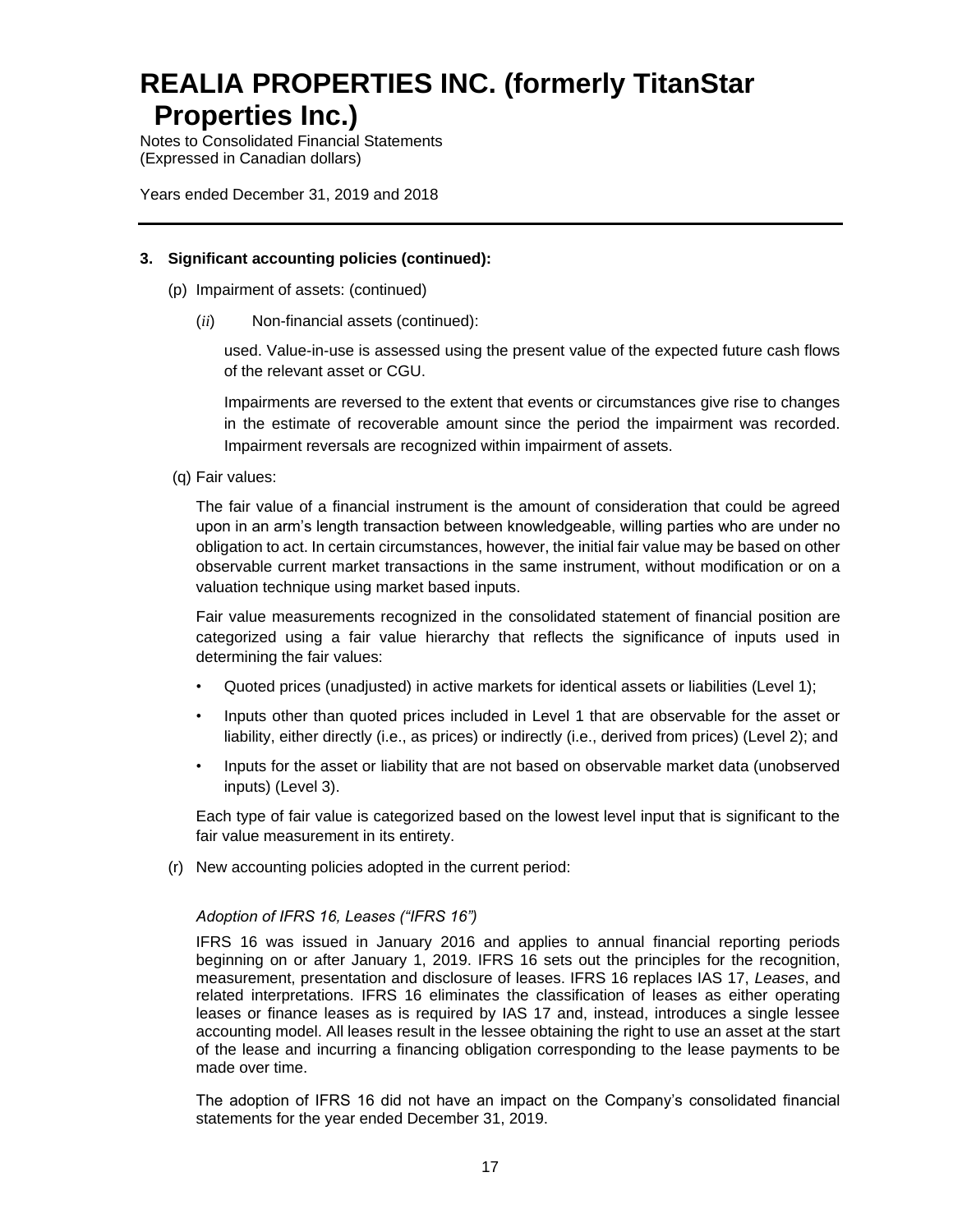### 3. Significant accounting policies (continued):

(p) Impairment of assets: (continued)

(*ii*) Non-financial assets (continued):

used. Value-in-use is assessed using the present value of the expected future cash flows of the relevant asset or CGU.

Impairments are reversed to the extent that events or circumstances give rise to changes in the estimate of recoverable amount since the period the impairment was recorded. Impairment reversals are recognized within impairment of assets.

(q) Fair values:

The fair value of a financial instrument is the amount of consideration that could be agreed upon in an arm's length transaction between knowledgeable, willing parties who are under no obligation to act. In certain circumstances, however, the initial fair value may be based on other observable current market transactions in the same instrument, without modification or on a valuation technique using market based inputs.

Fair value measurements recognized in the consolidated statement of financial position are categorized using a fair value hierarchy that reflects the significance of inputs used in determining the fair values:

- Quoted prices (unadjusted) in active markets for identical assets or liabilities (Level 1);
- Inputs other than quoted prices included in Level 1 that are observable for the asset or liability, either directly (i.e., as prices) or indirectly (i.e., derived from prices) (Level 2); and
- Inputs for the asset or liability that are not based on observable market data (unobserved inputs) (Level 3).

Each type of fair value is categorized based on the lowest level input that is significant to the fair value measurement in its entirety.

(r) New accounting policies adopted in the current period:

*Adoption of IFRS 16, Leases ("IFRS 16")*

IFRS 16 was issued in January 2016 and applies to annual financial reporting periods beginning on or after January 1, 2019. IFRS 16 sets out the principles for the recognition, measurement, presentation and disclosure of leases. IFRS 16 replaces IAS 17, *Leases*, and related interpretations. IFRS 16 eliminates the classification of leases as either operating leases or finance leases as is required by IAS 17 and, instead, introduces a single lessee accounting model. All leases result in the lessee obtaining the right to use an asset at the start of the lease and incurring a financing obligation corresponding to the lease payments to be made over time.

The adoption of IFRS 16 did not have an impact on the Company's consolidated financial statements for the year ended December 31, 2019.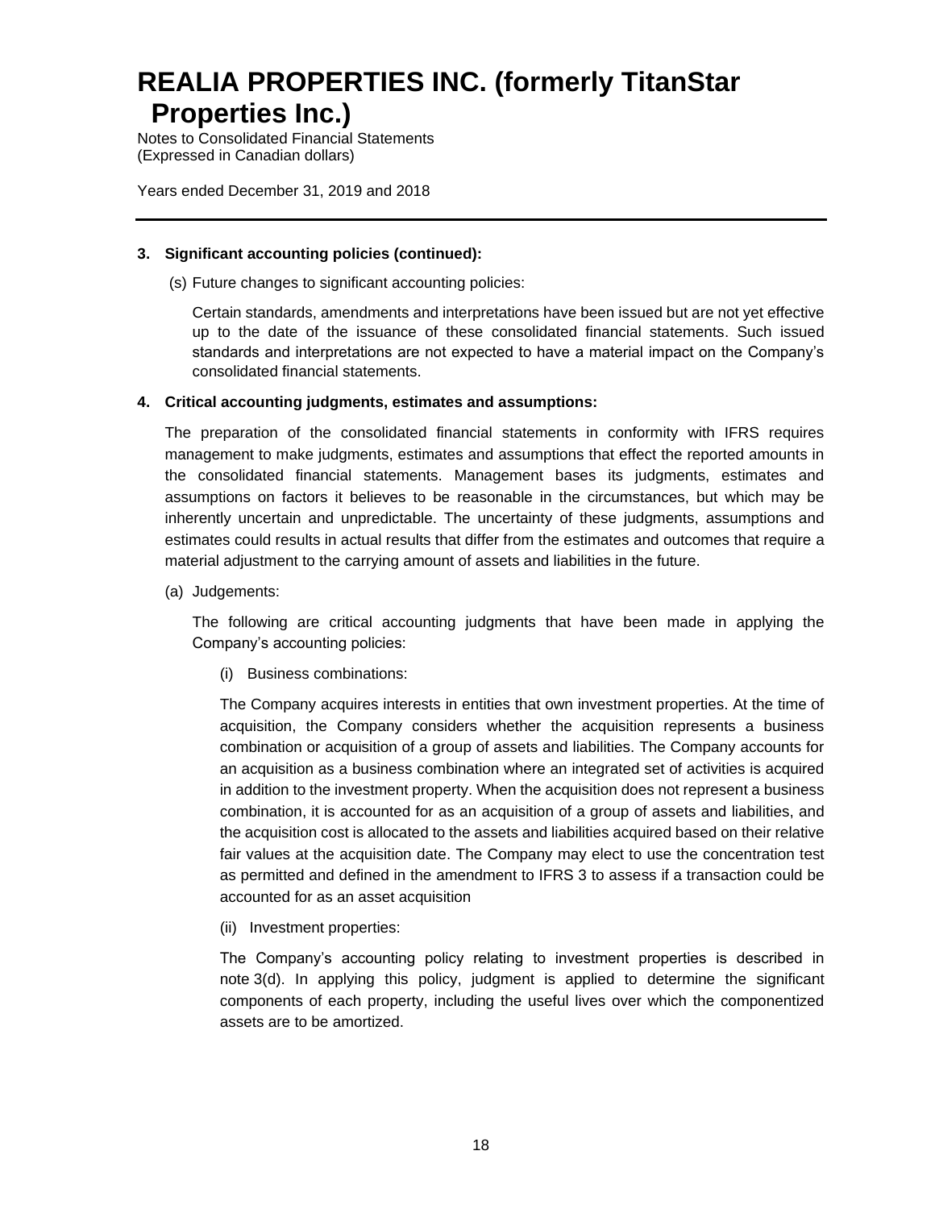**3. Significant accounting policies (continued):**

(s) Future changes to significant accounting policies:

Certain standards, amendments and interpretations have been issued but are not yet effective up to the date of the issuance of these consolidated financial statements. Such issued standards and interpretations are not expected to have a material impact on the Company's consolidated financial statements.

**4. Critical accounting judgments, estimates and assumptions:**

The preparation of the consolidated financial statements in conformity with IFRS requires management to make judgments, estimates and assumptions that effect the reported amounts in the consolidated financial statements. Management bases its judgments, estimates and assumptions on factors it believes to be reasonable in the circumstances, but which may be inherently uncertain and unpredictable. The uncertainty of these judgments, assumptions and estimates could results in actual results that differ from the estimates and outcomes that require a material adjustment to the carrying amount of assets and liabilities in the future.

(a) Judgements:

The following are critical accounting judgments that have been made in applying the Company's accounting policies:

(i) Business combinations:

The Company acquires interests in entities that own investment properties. At the time of acquisition, the Company considers whether the acquisition represents a business combination or acquisition of a group of assets and liabilities. The Company accounts for an acquisition as a business combination where an integrated set of activities is acquired in addition to the investment property. When the acquisition does not represent a business combination, it is accounted for as an acquisition of a group of assets and liabilities, and the acquisition cost is allocated to the assets and liabilities acquired based on their relative fair values at the acquisition date. The Company may elect to use the concentration test as permitted and defined in the amendment to IFRS 3 to assess if a transaction could be accounted for as an asset acquisition

(ii) Investment properties:

The Company's accounting policy relating to investment properties is described in note 3(d). In applying this policy, judgment is applied to determine the significant components of each property, including the useful lives over which the componentized assets are to be amortized.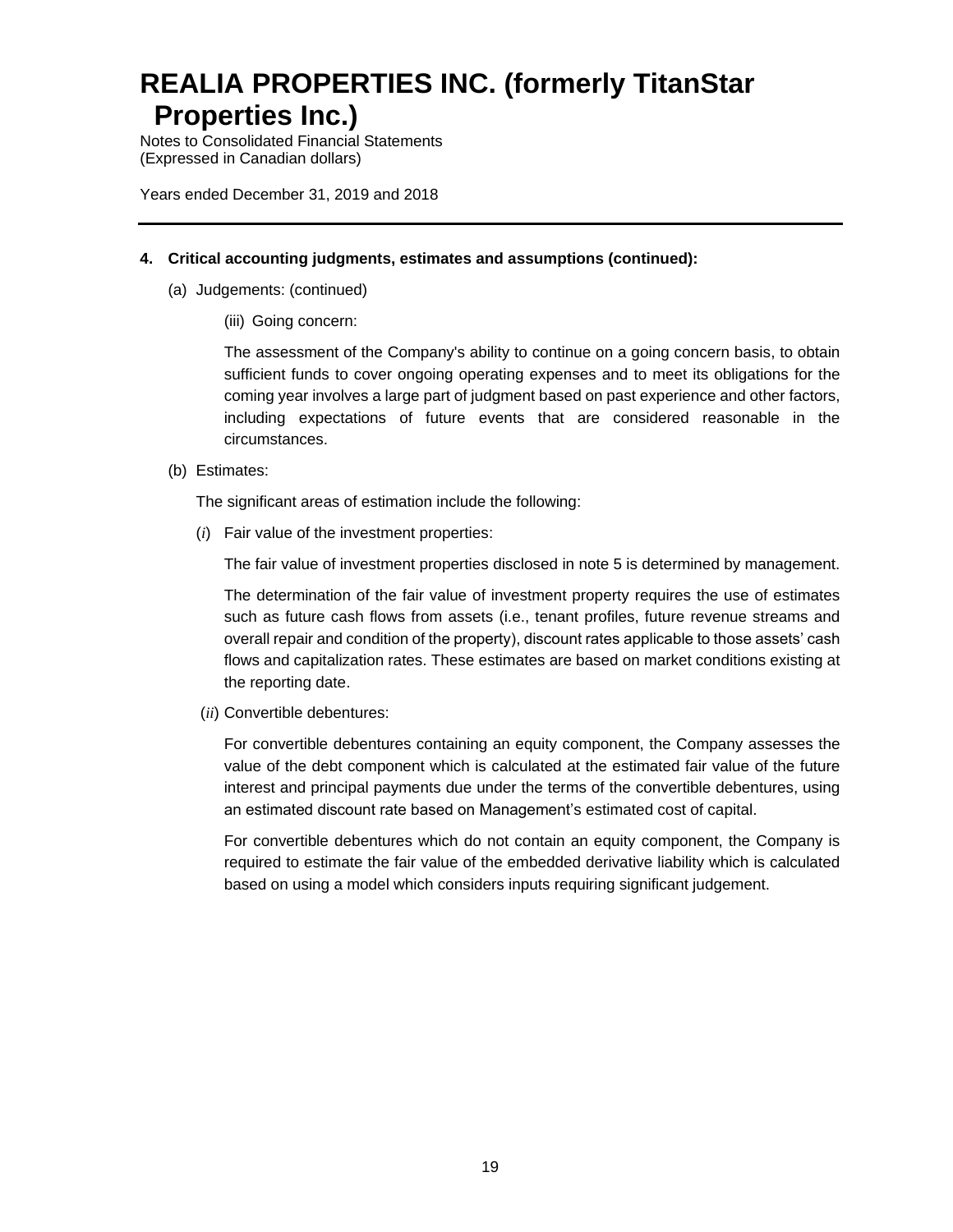# REALIA PROPERTIES INC. (formerly TitanStar Properties Inc.)

Notes to Consolidated Financial Statements
(Expressed in Canadian dollars)

Years ended December 31, 2019 and 2018

---

**4. Critical accounting judgments, estimates and assumptions (continued):**

(a) Judgements: (continued)

(iii) Going concern:

The assessment of the Company's ability to continue on a going concern basis, to obtain sufficient funds to cover ongoing operating expenses and to meet its obligations for the coming year involves a large part of judgment based on past experience and other factors, including expectations of future events that are considered reasonable in the circumstances.

(b) Estimates:

The significant areas of estimation include the following:

(*i*) Fair value of the investment properties:

The fair value of investment properties disclosed in note 5 is determined by management.

The determination of the fair value of investment property requires the use of estimates such as future cash flows from assets (i.e., tenant profiles, future revenue streams and overall repair and condition of the property), discount rates applicable to those assets' cash flows and capitalization rates. These estimates are based on market conditions existing at the reporting date.

(*ii*) Convertible debentures:

For convertible debentures containing an equity component, the Company assesses the value of the debt component which is calculated at the estimated fair value of the future interest and principal payments due under the terms of the convertible debentures, using an estimated discount rate based on Management's estimated cost of capital.

For convertible debentures which do not contain an equity component, the Company is required to estimate the fair value of the embedded derivative liability which is calculated based on using a model which considers inputs requiring significant judgement.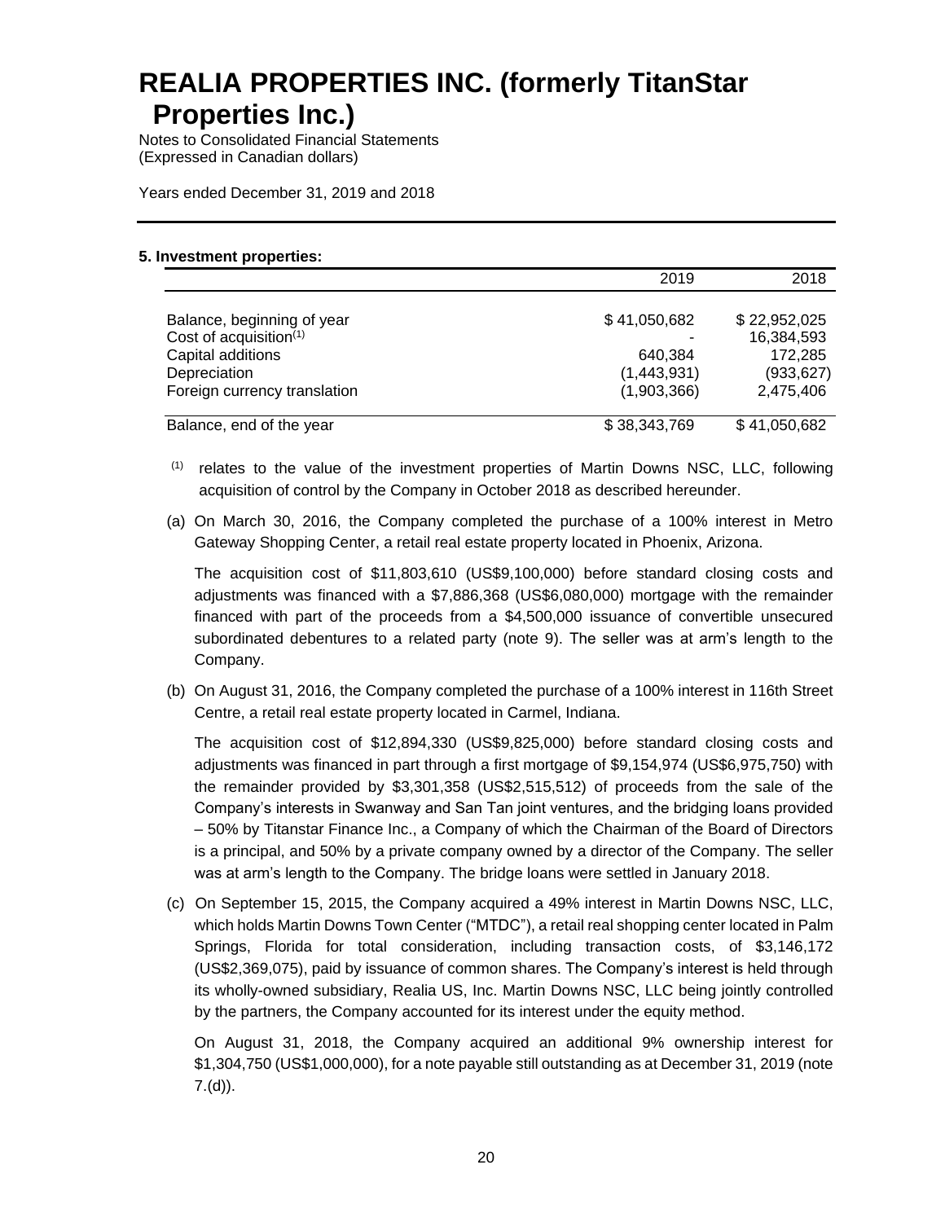# REALIA PROPERTIES INC. (formerly TitanStar Properties Inc.)

Notes to Consolidated Financial Statements
(Expressed in Canadian dollars)

Years ended December 31, 2019 and 2018

**5. Investment properties:**

| | 2019 | 2018 |
|---|---|---|
| Balance, beginning of year | $ 41,050,682 | $ 22,952,025 |
| Cost of acquisition[(1)] | - | 16,384,593 |
| Capital additions | 640,384 | 172,285 |
| Depreciation | (1,443,931) | (933,627) |
| Foreign currency translation | (1,903,366) | 2,475,406 |
| Balance, end of the year | $ 38,343,769 | $ 41,050,682 |

[(1)] relates to the value of the investment properties of Martin Downs NSC, LLC, following acquisition of control by the Company in October 2018 as described hereunder.

(a) On March 30, 2016, the Company completed the purchase of a 100% interest in Metro Gateway Shopping Center, a retail real estate property located in Phoenix, Arizona.

The acquisition cost of $11,803,610 (US$9,100,000) before standard closing costs and adjustments was financed with a $7,886,368 (US$6,080,000) mortgage with the remainder financed with part of the proceeds from a $4,500,000 issuance of convertible unsecured subordinated debentures to a related party (note 9). The seller was at arm's length to the Company.

(b) On August 31, 2016, the Company completed the purchase of a 100% interest in 116th Street Centre, a retail real estate property located in Carmel, Indiana.

The acquisition cost of $12,894,330 (US$9,825,000) before standard closing costs and adjustments was financed in part through a first mortgage of $9,154,974 (US$6,975,750) with the remainder provided by $3,301,358 (US$2,515,512) of proceeds from the sale of the Company's interests in Swanway and San Tan joint ventures, and the bridging loans provided – 50% by Titanstar Finance Inc., a Company of which the Chairman of the Board of Directors is a principal, and 50% by a private company owned by a director of the Company. The seller was at arm's length to the Company. The bridge loans were settled in January 2018.

(c) On September 15, 2015, the Company acquired a 49% interest in Martin Downs NSC, LLC, which holds Martin Downs Town Center ("MTDC"), a retail real shopping center located in Palm Springs, Florida for total consideration, including transaction costs, of $3,146,172 (US$2,369,075), paid by issuance of common shares. The Company's interest is held through its wholly-owned subsidiary, Realia US, Inc. Martin Downs NSC, LLC being jointly controlled by the partners, the Company accounted for its interest under the equity method.

On August 31, 2018, the Company acquired an additional 9% ownership interest for $1,304,750 (US$1,000,000), for a note payable still outstanding as at December 31, 2019 (note 7.(d)).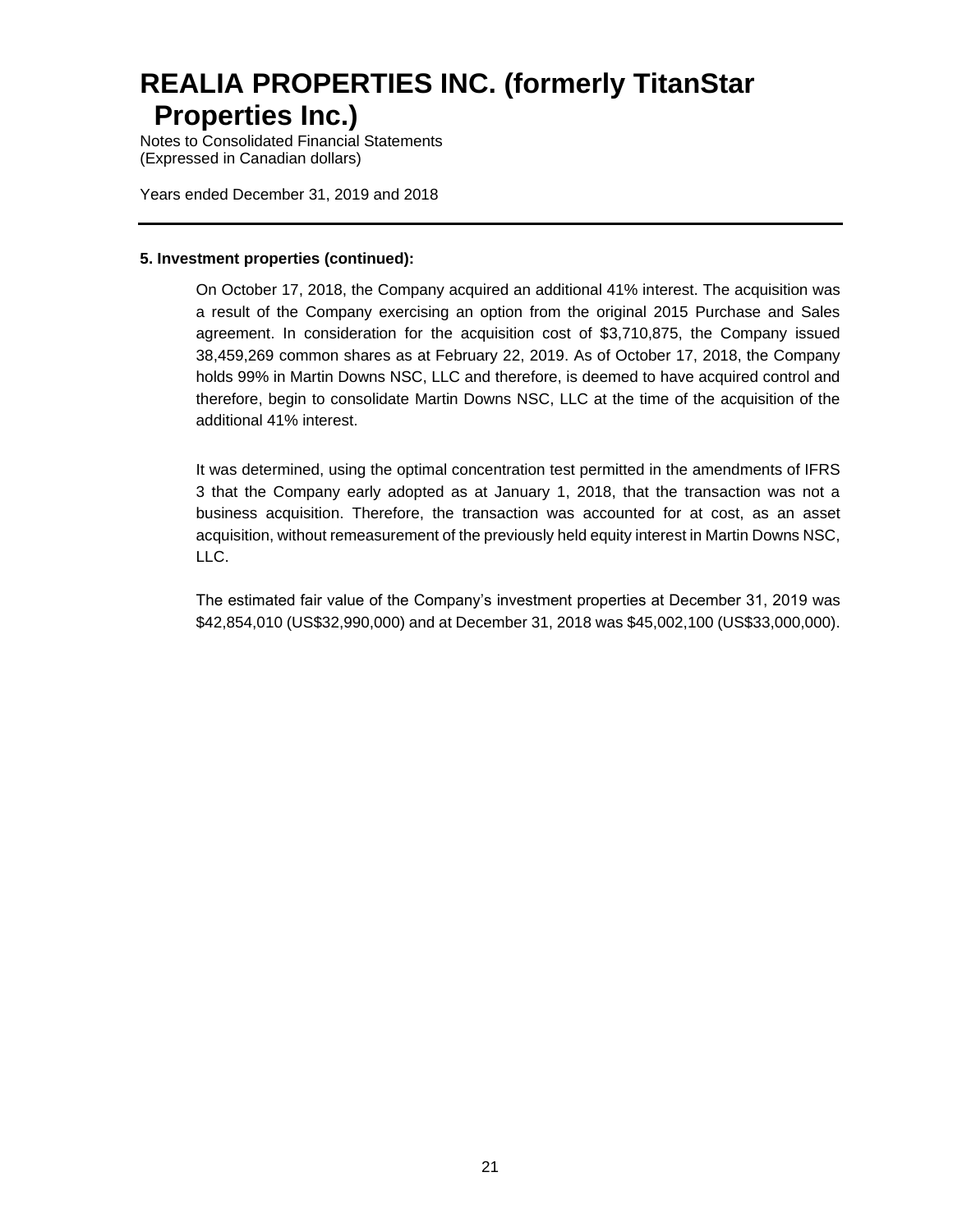# REALIA PROPERTIES INC. (formerly TitanStar Properties Inc.)

Notes to Consolidated Financial Statements
(Expressed in Canadian dollars)

Years ended December 31, 2019 and 2018

**5. Investment properties (continued):**

On October 17, 2018, the Company acquired an additional 41% interest. The acquisition was a result of the Company exercising an option from the original 2015 Purchase and Sales agreement. In consideration for the acquisition cost of $3,710,875, the Company issued 38,459,269 common shares as at February 22, 2019. As of October 17, 2018, the Company holds 99% in Martin Downs NSC, LLC and therefore, is deemed to have acquired control and therefore, begin to consolidate Martin Downs NSC, LLC at the time of the acquisition of the additional 41% interest.

It was determined, using the optimal concentration test permitted in the amendments of IFRS 3 that the Company early adopted as at January 1, 2018, that the transaction was not a business acquisition. Therefore, the transaction was accounted for at cost, as an asset acquisition, without remeasurement of the previously held equity interest in Martin Downs NSC, LLC.

The estimated fair value of the Company's investment properties at December 31, 2019 was $42,854,010 (US$32,990,000) and at December 31, 2018 was $45,002,100 (US$33,000,000).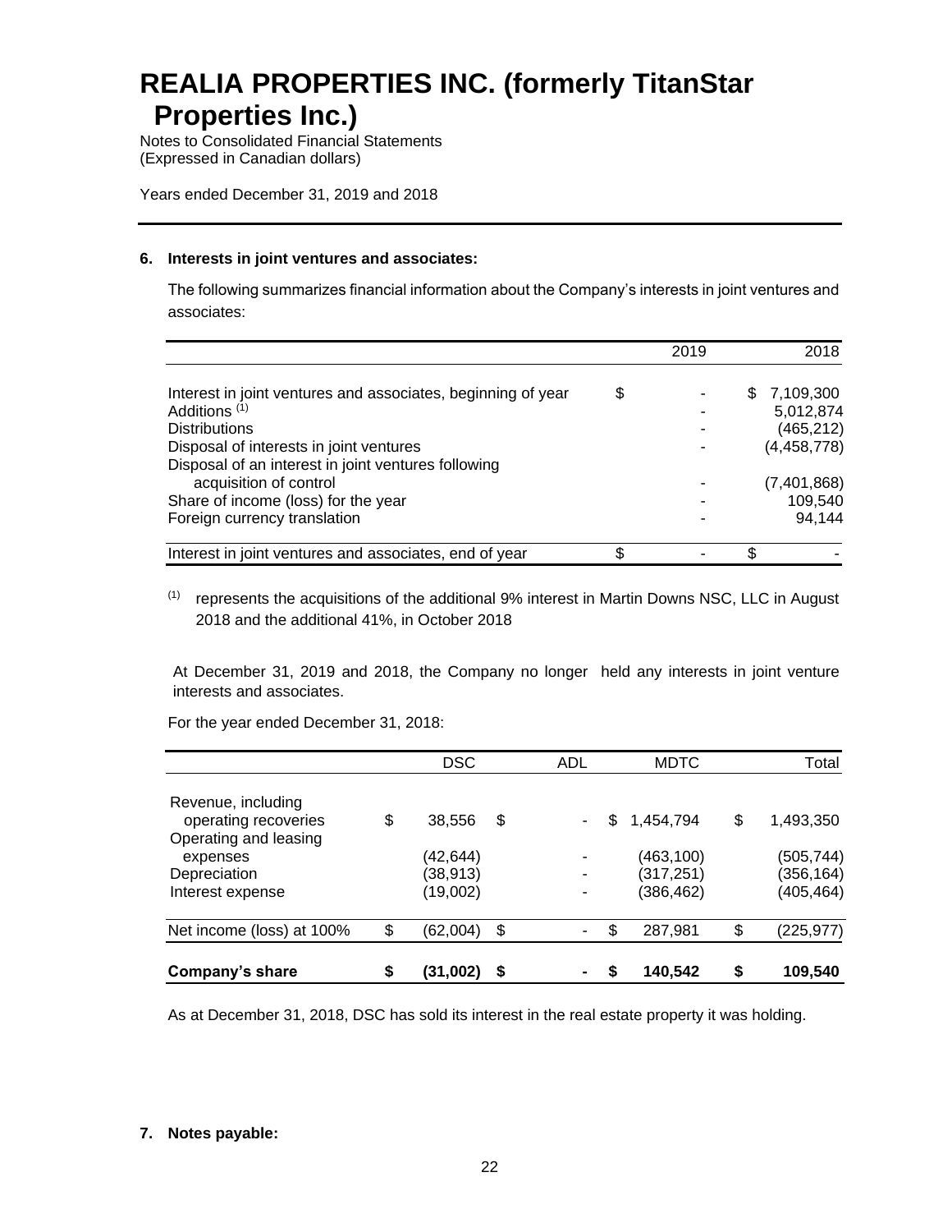## 6. Interests in joint ventures and associates:

The following summarizes financial information about the Company's interests in joint ventures and associates:

| | 2019 | 2018 |
|---|---|---|
| Interest in joint ventures and associates, beginning of year | $ - | $ 7,109,300 |
| Additions [(1)] | - | 5,012,874 |
| Distributions | - | (465,212) |
| Disposal of interests in joint ventures | - | (4,458,778) |
| Disposal of an interest in joint ventures following acquisition of control | - | (7,401,868) |
| Share of income (loss) for the year | - | 109,540 |
| Foreign currency translation | - | 94,144 |
| Interest in joint ventures and associates, end of year | $ - | $ - |

[(1)] represents the acquisitions of the additional 9% interest in Martin Downs NSC, LLC in August 2018 and the additional 41%, in October 2018

At December 31, 2019 and 2018, the Company no longer held any interests in joint venture interests and associates.

For the year ended December 31, 2018:

| | DSC | ADL | MDTC | Total |
|---|---|---|---|---|
| Revenue, including operating recoveries | $ 38,556 | $ - | $ 1,454,794 | $ 1,493,350 |
| Operating and leasing expenses | (42,644) | - | (463,100) | (505,744) |
| Depreciation | (38,913) | - | (317,251) | (356,164) |
| Interest expense | (19,002) | - | (386,462) | (405,464) |
| Net income (loss) at 100% | $ (62,004) | $ - | $ 287,981 | $ (225,977) |
| **Company's share** | **$ (31,002)** | **$ -** | **$ 140,542** | **$ 109,540** |

As at December 31, 2018, DSC has sold its interest in the real estate property it was holding.

## 7. Notes payable: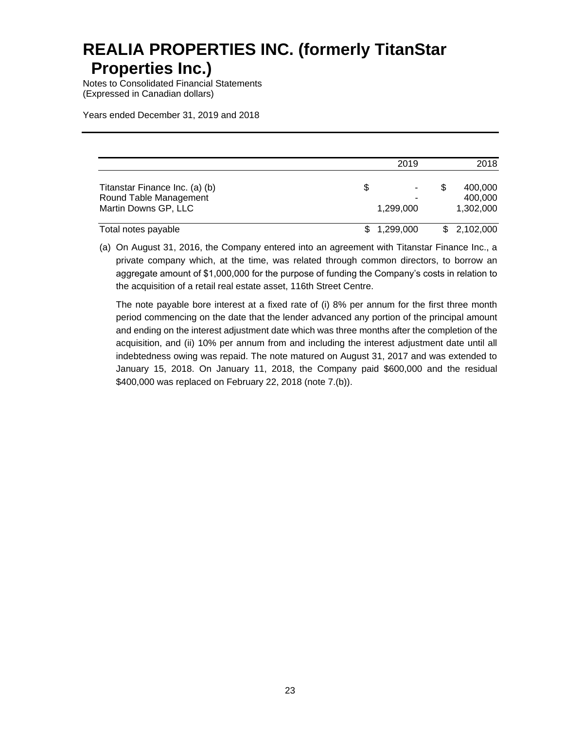| | 2019 | 2018 |
|---|---|---|
| Titanstar Finance Inc. (a) (b) | $ - | $ 400,000 |
| Round Table Management | - | 400,000 |
| Martin Downs GP, LLC | 1,299,000 | 1,302,000 |
| Total notes payable | $ 1,299,000 | $ 2,102,000 |

(a) On August 31, 2016, the Company entered into an agreement with Titanstar Finance Inc., a private company which, at the time, was related through common directors, to borrow an aggregate amount of $1,000,000 for the purpose of funding the Company's costs in relation to the acquisition of a retail real estate asset, 116th Street Centre.

The note payable bore interest at a fixed rate of (i) 8% per annum for the first three month period commencing on the date that the lender advanced any portion of the principal amount and ending on the interest adjustment date which was three months after the completion of the acquisition, and (ii) 10% per annum from and including the interest adjustment date until all indebtedness owing was repaid. The note matured on August 31, 2017 and was extended to January 15, 2018. On January 11, 2018, the Company paid $600,000 and the residual $400,000 was replaced on February 22, 2018 (note 7.(b)).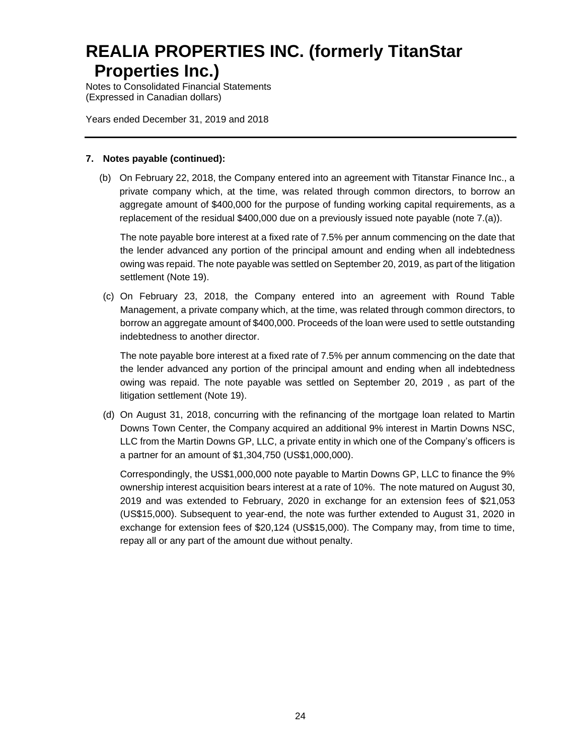### 7. Notes payable (continued):

(b) On February 22, 2018, the Company entered into an agreement with Titanstar Finance Inc., a private company which, at the time, was related through common directors, to borrow an aggregate amount of $400,000 for the purpose of funding working capital requirements, as a replacement of the residual $400,000 due on a previously issued note payable (note 7.(a)).

The note payable bore interest at a fixed rate of 7.5% per annum commencing on the date that the lender advanced any portion of the principal amount and ending when all indebtedness owing was repaid. The note payable was settled on September 20, 2019, as part of the litigation settlement (Note 19).

(c) On February 23, 2018, the Company entered into an agreement with Round Table Management, a private company which, at the time, was related through common directors, to borrow an aggregate amount of $400,000. Proceeds of the loan were used to settle outstanding indebtedness to another director.

The note payable bore interest at a fixed rate of 7.5% per annum commencing on the date that the lender advanced any portion of the principal amount and ending when all indebtedness owing was repaid. The note payable was settled on September 20, 2019 , as part of the litigation settlement (Note 19).

(d) On August 31, 2018, concurring with the refinancing of the mortgage loan related to Martin Downs Town Center, the Company acquired an additional 9% interest in Martin Downs NSC, LLC from the Martin Downs GP, LLC, a private entity in which one of the Company's officers is a partner for an amount of $1,304,750 (US$1,000,000).

Correspondingly, the US$1,000,000 note payable to Martin Downs GP, LLC to finance the 9% ownership interest acquisition bears interest at a rate of 10%. The note matured on August 30, 2019 and was extended to February, 2020 in exchange for an extension fees of $21,053 (US$15,000). Subsequent to year-end, the note was further extended to August 31, 2020 in exchange for extension fees of $20,124 (US$15,000). The Company may, from time to time, repay all or any part of the amount due without penalty.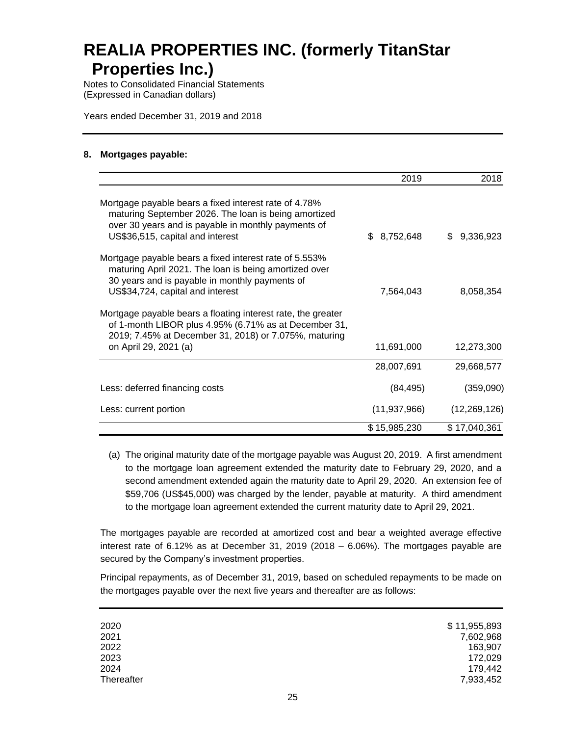# REALIA PROPERTIES INC. (formerly TitanStar Properties Inc.)

Notes to Consolidated Financial Statements
(Expressed in Canadian dollars)

Years ended December 31, 2019 and 2018

## 8. Mortgages payable:

| | 2019 | 2018 |
|---|---|---|
| Mortgage payable bears a fixed interest rate of 4.78% maturing September 2026. The loan is being amortized over 30 years and is payable in monthly payments of US$36,515, capital and interest | $ 8,752,648 | $ 9,336,923 |
| Mortgage payable bears a fixed interest rate of 5.553% maturing April 2021. The loan is being amortized over 30 years and is payable in monthly payments of US$34,724, capital and interest | 7,564,043 | 8,058,354 |
| Mortgage payable bears a floating interest rate, the greater of 1-month LIBOR plus 4.95% (6.71% as at December 31, 2019; 7.45% at December 31, 2018) or 7.075%, maturing on April 29, 2021 (a) | 11,691,000 | 12,273,300 |
| | 28,007,691 | 29,668,577 |
| Less: deferred financing costs | (84,495) | (359,090) |
| Less: current portion | (11,937,966) | (12,269,126) |
| | $ 15,985,230 | $ 17,040,361 |

(a) The original maturity date of the mortgage payable was August 20, 2019. A first amendment to the mortgage loan agreement extended the maturity date to February 29, 2020, and a second amendment extended again the maturity date to April 29, 2020. An extension fee of $59,706 (US$45,000) was charged by the lender, payable at maturity. A third amendment to the mortgage loan agreement extended the current maturity date to April 29, 2021.

The mortgages payable are recorded at amortized cost and bear a weighted average effective interest rate of 6.12% as at December 31, 2019 (2018 – 6.06%). The mortgages payable are secured by the Company's investment properties.

Principal repayments, as of December 31, 2019, based on scheduled repayments to be made on the mortgages payable over the next five years and thereafter are as follows:

| | |
|---|---|
| 2020 | $ 11,955,893 |
| 2021 | 7,602,968 |
| 2022 | 163,907 |
| 2023 | 172,029 |
| 2024 | 179,442 |
| Thereafter | 7,933,452 |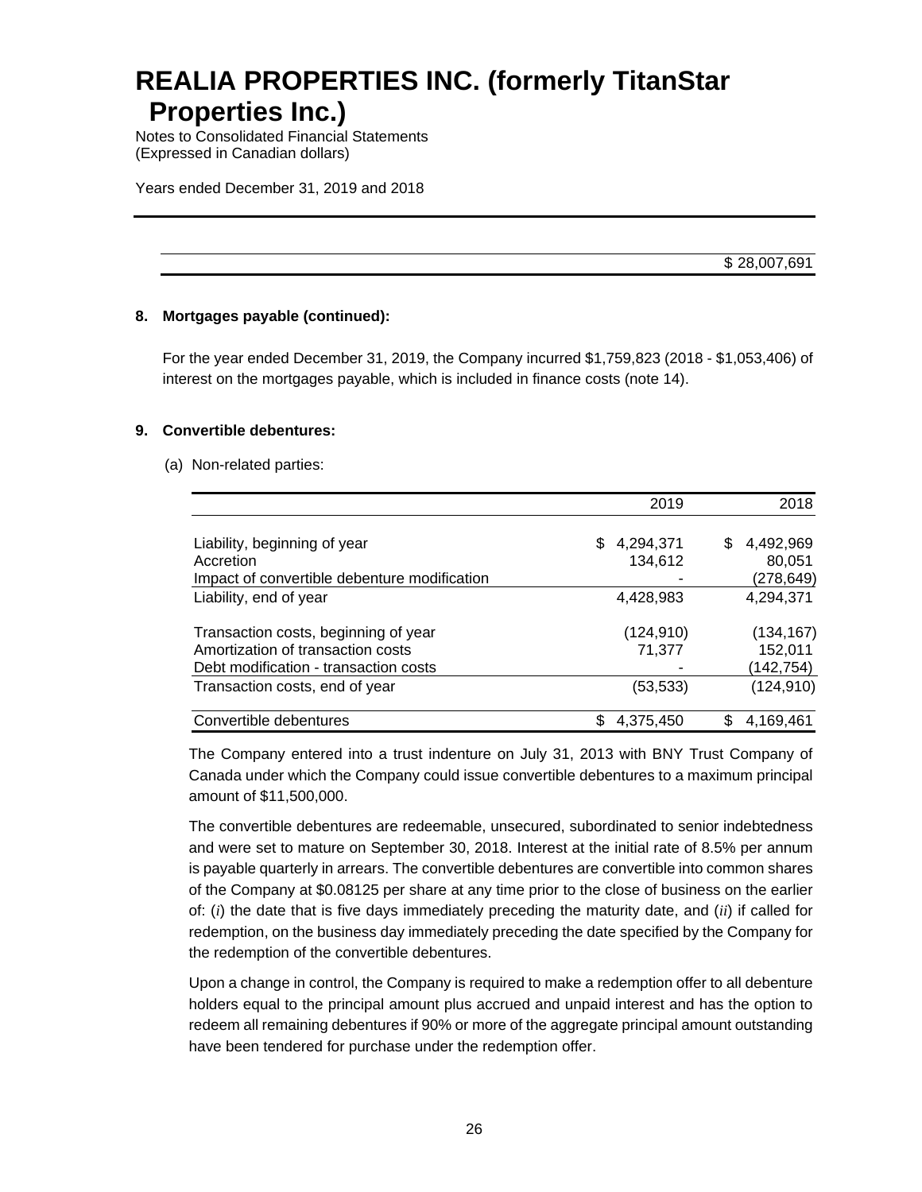| | |
|---|---|
| | $ 28,007,691 |

**8. Mortgages payable (continued):**

For the year ended December 31, 2019, the Company incurred $1,759,823 (2018 - $1,053,406) of interest on the mortgages payable, which is included in finance costs (note 14).

**9. Convertible debentures:**

(a) Non-related parties:

| | 2019 | 2018 |
|---|---|---|
| Liability, beginning of year | $ 4,294,371 | $ 4,492,969 |
| Accretion | 134,612 | 80,051 |
| Impact of convertible debenture modification | - | (278,649) |
| Liability, end of year | 4,428,983 | 4,294,371 |
| Transaction costs, beginning of year | (124,910) | (134,167) |
| Amortization of transaction costs | 71,377 | 152,011 |
| Debt modification - transaction costs | - | (142,754) |
| Transaction costs, end of year | (53,533) | (124,910) |
| Convertible debentures | $ 4,375,450 | $ 4,169,461 |

The Company entered into a trust indenture on July 31, 2013 with BNY Trust Company of Canada under which the Company could issue convertible debentures to a maximum principal amount of $11,500,000.

The convertible debentures are redeemable, unsecured, subordinated to senior indebtedness and were set to mature on September 30, 2018. Interest at the initial rate of 8.5% per annum is payable quarterly in arrears. The convertible debentures are convertible into common shares of the Company at $0.08125 per share at any time prior to the close of business on the earlier of: (*i*) the date that is five days immediately preceding the maturity date, and (*ii*) if called for redemption, on the business day immediately preceding the date specified by the Company for the redemption of the convertible debentures.

Upon a change in control, the Company is required to make a redemption offer to all debenture holders equal to the principal amount plus accrued and unpaid interest and has the option to redeem all remaining debentures if 90% or more of the aggregate principal amount outstanding have been tendered for purchase under the redemption offer.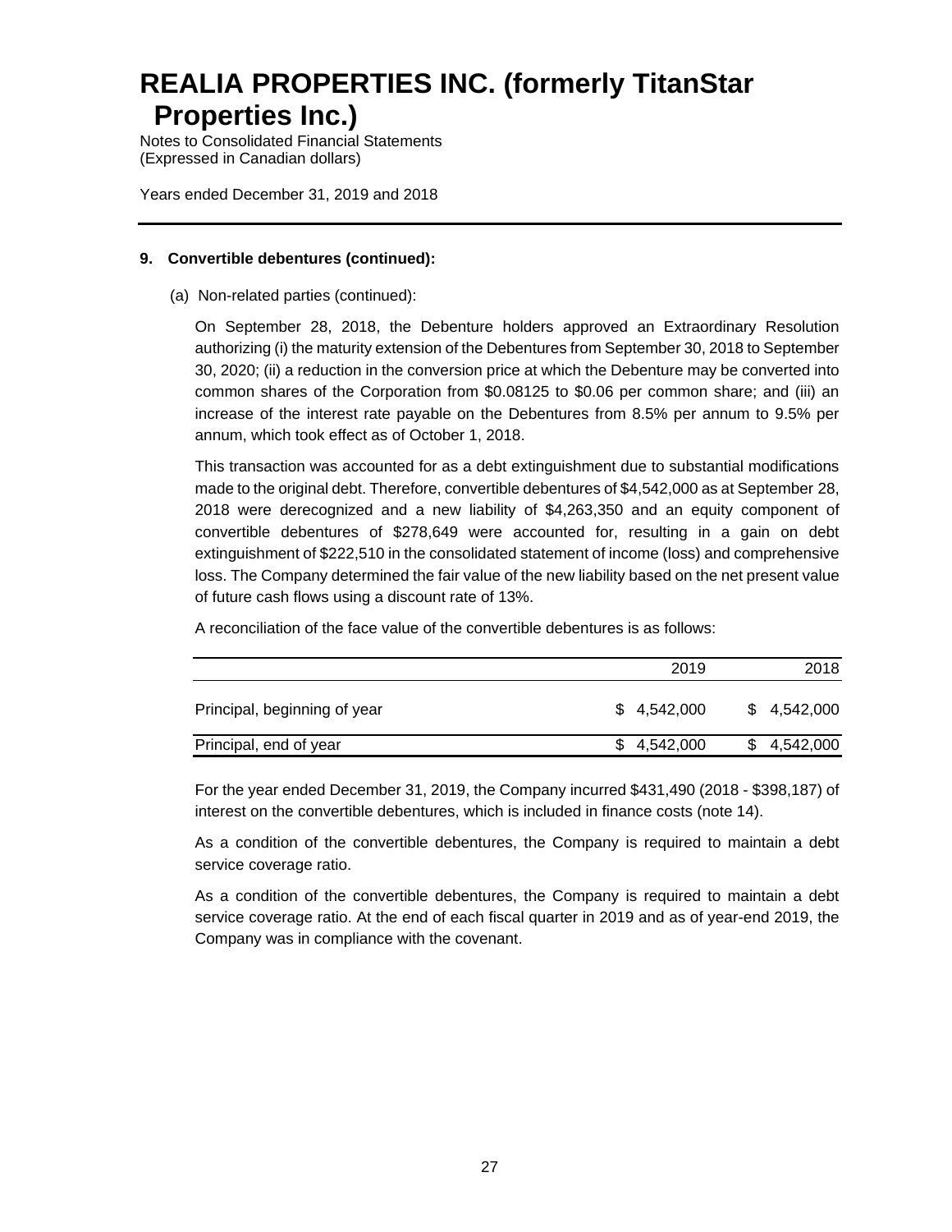**9. Convertible debentures (continued):**

(a) Non-related parties (continued):

On September 28, 2018, the Debenture holders approved an Extraordinary Resolution authorizing (i) the maturity extension of the Debentures from September 30, 2018 to September 30, 2020; (ii) a reduction in the conversion price at which the Debenture may be converted into common shares of the Corporation from $0.08125 to $0.06 per common share; and (iii) an increase of the interest rate payable on the Debentures from 8.5% per annum to 9.5% per annum, which took effect as of October 1, 2018.

This transaction was accounted for as a debt extinguishment due to substantial modifications made to the original debt. Therefore, convertible debentures of $4,542,000 as at September 28, 2018 were derecognized and a new liability of $4,263,350 and an equity component of convertible debentures of $278,649 were accounted for, resulting in a gain on debt extinguishment of $222,510 in the consolidated statement of income (loss) and comprehensive loss. The Company determined the fair value of the new liability based on the net present value of future cash flows using a discount rate of 13%.

A reconciliation of the face value of the convertible debentures is as follows:

| | 2019 | 2018 |
|---|---|---|
| Principal, beginning of year | $ 4,542,000 | $ 4,542,000 |
| Principal, end of year | $ 4,542,000 | $ 4,542,000 |

For the year ended December 31, 2019, the Company incurred $431,490 (2018 - $398,187) of interest on the convertible debentures, which is included in finance costs (note 14).

As a condition of the convertible debentures, the Company is required to maintain a debt service coverage ratio.

As a condition of the convertible debentures, the Company is required to maintain a debt service coverage ratio. At the end of each fiscal quarter in 2019 and as of year-end 2019, the Company was in compliance with the covenant.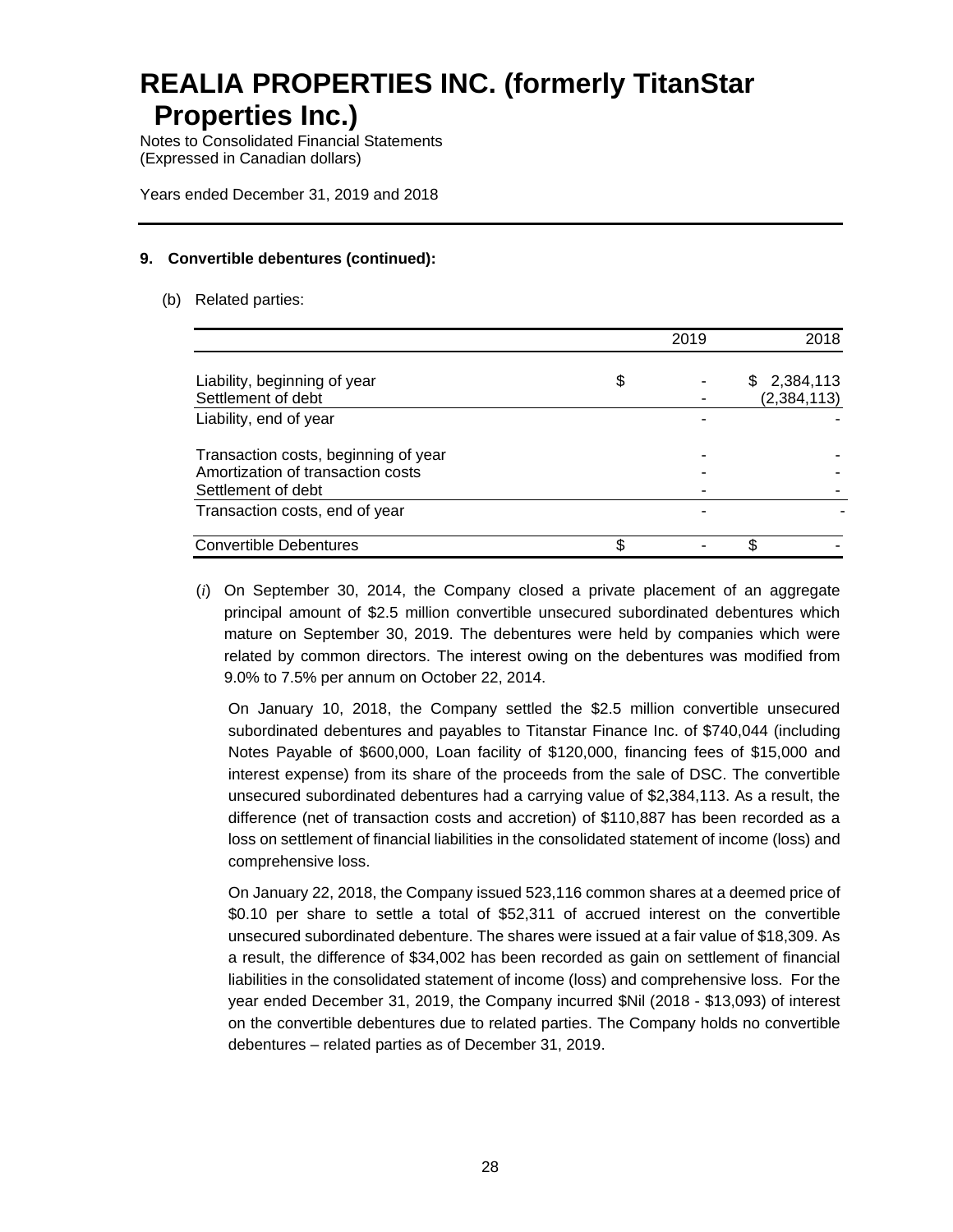# REALIA PROPERTIES INC. (formerly TitanStar Properties Inc.)

Notes to Consolidated Financial Statements
(Expressed in Canadian dollars)

Years ended December 31, 2019 and 2018

## 9. Convertible debentures (continued):

(b) Related parties:

| | 2019 | 2018 |
|---|---|---|
| Liability, beginning of year | $ - | $ 2,384,113 |
| Settlement of debt | - | (2,384,113) |
| Liability, end of year | - | - |
| Transaction costs, beginning of year | - | - |
| Amortization of transaction costs | - | - |
| Settlement of debt | - | - |
| Transaction costs, end of year | - | - |
| Convertible Debentures | $ - | $ - |

(*i*) On September 30, 2014, the Company closed a private placement of an aggregate principal amount of $2.5 million convertible unsecured subordinated debentures which mature on September 30, 2019. The debentures were held by companies which were related by common directors. The interest owing on the debentures was modified from 9.0% to 7.5% per annum on October 22, 2014.

On January 10, 2018, the Company settled the $2.5 million convertible unsecured subordinated debentures and payables to Titanstar Finance Inc. of $740,044 (including Notes Payable of $600,000, Loan facility of $120,000, financing fees of $15,000 and interest expense) from its share of the proceeds from the sale of DSC. The convertible unsecured subordinated debentures had a carrying value of $2,384,113. As a result, the difference (net of transaction costs and accretion) of $110,887 has been recorded as a loss on settlement of financial liabilities in the consolidated statement of income (loss) and comprehensive loss.

On January 22, 2018, the Company issued 523,116 common shares at a deemed price of $0.10 per share to settle a total of $52,311 of accrued interest on the convertible unsecured subordinated debenture. The shares were issued at a fair value of $18,309. As a result, the difference of $34,002 has been recorded as gain on settlement of financial liabilities in the consolidated statement of income (loss) and comprehensive loss. For the year ended December 31, 2019, the Company incurred $Nil (2018 - $13,093) of interest on the convertible debentures due to related parties. The Company holds no convertible debentures – related parties as of December 31, 2019.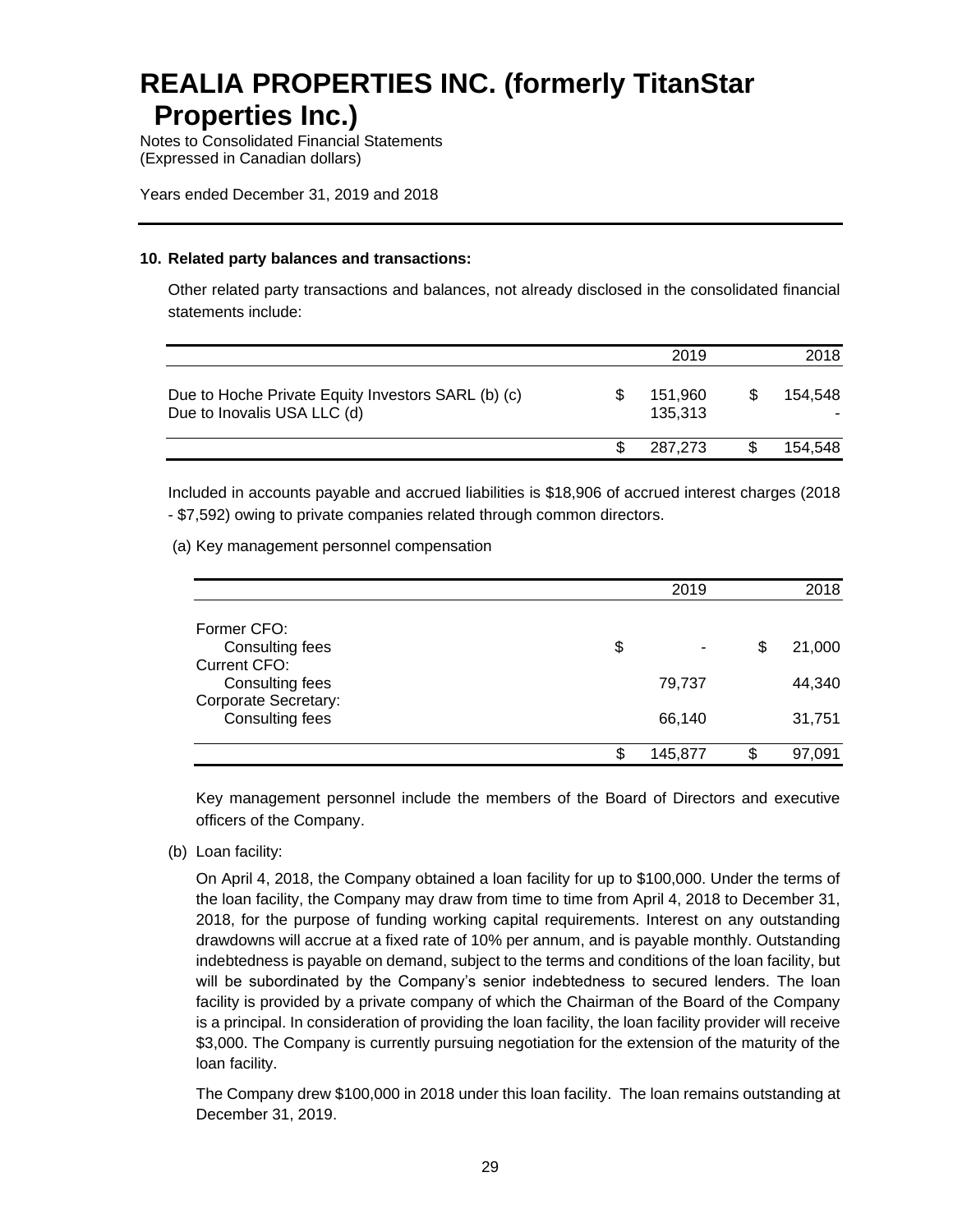## 10. Related party balances and transactions:

Other related party transactions and balances, not already disclosed in the consolidated financial statements include:

| | 2019 | 2018 |
|---|---|---|
| Due to Hoche Private Equity Investors SARL (b) (c) | $ 151,960 | $ 154,548 |
| Due to Inovalis USA LLC (d) | 135,313 | - |
| | $ 287,273 | $ 154,548 |

Included in accounts payable and accrued liabilities is $18,906 of accrued interest charges (2018 - $7,592) owing to private companies related through common directors.

(a) Key management personnel compensation

| | 2019 | 2018 |
|---|---|---|
| Former CFO: | | |
| Consulting fees | $ - | $ 21,000 |
| Current CFO: | | |
| Consulting fees | 79,737 | 44,340 |
| Corporate Secretary: | | |
| Consulting fees | 66,140 | 31,751 |
| | $ 145,877 | $ 97,091 |

Key management personnel include the members of the Board of Directors and executive officers of the Company.

(b) Loan facility:

On April 4, 2018, the Company obtained a loan facility for up to $100,000. Under the terms of the loan facility, the Company may draw from time to time from April 4, 2018 to December 31, 2018, for the purpose of funding working capital requirements. Interest on any outstanding drawdowns will accrue at a fixed rate of 10% per annum, and is payable monthly. Outstanding indebtedness is payable on demand, subject to the terms and conditions of the loan facility, but will be subordinated by the Company's senior indebtedness to secured lenders. The loan facility is provided by a private company of which the Chairman of the Board of the Company is a principal. In consideration of providing the loan facility, the loan facility provider will receive $3,000. The Company is currently pursuing negotiation for the extension of the maturity of the loan facility.

The Company drew $100,000 in 2018 under this loan facility. The loan remains outstanding at December 31, 2019.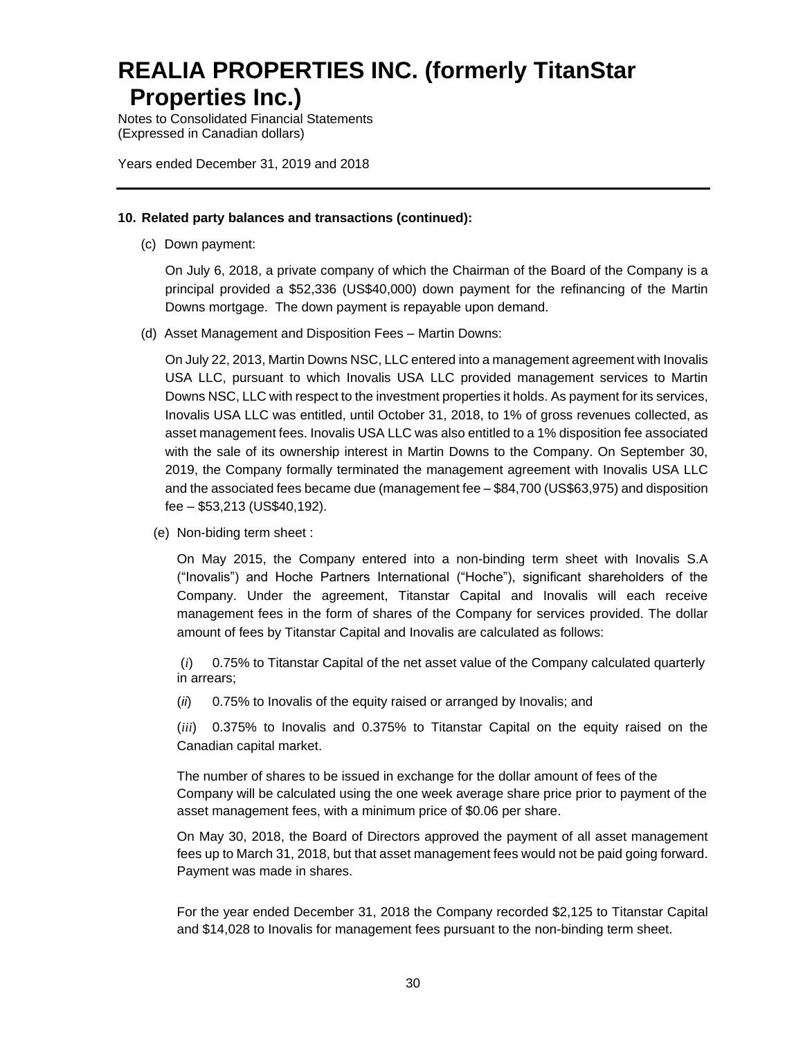# REALIA PROPERTIES INC. (formerly TitanStar Properties Inc.)

Notes to Consolidated Financial Statements
(Expressed in Canadian dollars)

Years ended December 31, 2019 and 2018

## 10. Related party balances and transactions (continued):

(c) Down payment:

On July 6, 2018, a private company of which the Chairman of the Board of the Company is a principal provided a $52,336 (US$40,000) down payment for the refinancing of the Martin Downs mortgage. The down payment is repayable upon demand.

(d) Asset Management and Disposition Fees – Martin Downs:

On July 22, 2013, Martin Downs NSC, LLC entered into a management agreement with Inovalis USA LLC, pursuant to which Inovalis USA LLC provided management services to Martin Downs NSC, LLC with respect to the investment properties it holds. As payment for its services, Inovalis USA LLC was entitled, until October 31, 2018, to 1% of gross revenues collected, as asset management fees. Inovalis USA LLC was also entitled to a 1% disposition fee associated with the sale of its ownership interest in Martin Downs to the Company. On September 30, 2019, the Company formally terminated the management agreement with Inovalis USA LLC and the associated fees became due (management fee – $84,700 (US$63,975) and disposition fee – $53,213 (US$40,192).

(e) Non-biding term sheet :

On May 2015, the Company entered into a non-binding term sheet with Inovalis S.A ("Inovalis") and Hoche Partners International ("Hoche"), significant shareholders of the Company. Under the agreement, Titanstar Capital and Inovalis will each receive management fees in the form of shares of the Company for services provided. The dollar amount of fees by Titanstar Capital and Inovalis are calculated as follows:

(*i*) 0.75% to Titanstar Capital of the net asset value of the Company calculated quarterly in arrears;

(*ii*) 0.75% to Inovalis of the equity raised or arranged by Inovalis; and

(*iii*) 0.375% to Inovalis and 0.375% to Titanstar Capital on the equity raised on the Canadian capital market.

The number of shares to be issued in exchange for the dollar amount of fees of the Company will be calculated using the one week average share price prior to payment of the asset management fees, with a minimum price of $0.06 per share.

On May 30, 2018, the Board of Directors approved the payment of all asset management fees up to March 31, 2018, but that asset management fees would not be paid going forward. Payment was made in shares.

For the year ended December 31, 2018 the Company recorded $2,125 to Titanstar Capital and $14,028 to Inovalis for management fees pursuant to the non-binding term sheet.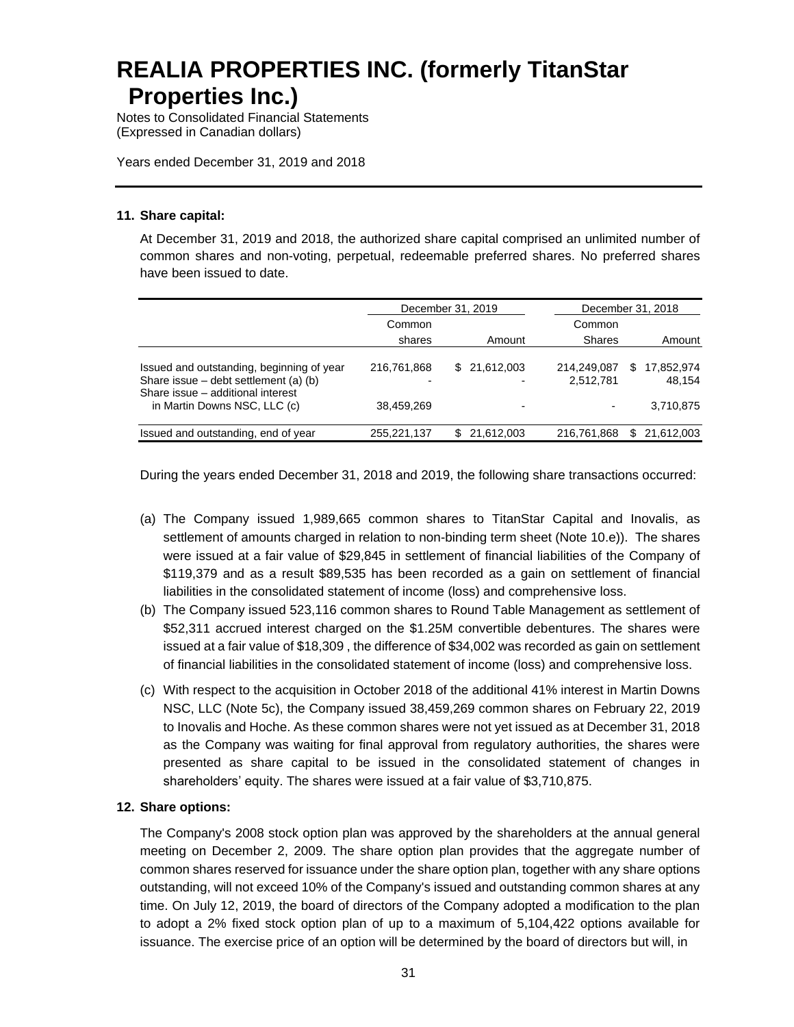# REALIA PROPERTIES INC. (formerly TitanStar Properties Inc.)

Notes to Consolidated Financial Statements
(Expressed in Canadian dollars)

Years ended December 31, 2019 and 2018

## 11. Share capital:

At December 31, 2019 and 2018, the authorized share capital comprised an unlimited number of common shares and non-voting, perpetual, redeemable preferred shares. No preferred shares have been issued to date.

| | December 31, 2019 | | December 31, 2018 | |
|---|---|---|---|---|
| | Common shares | Amount | Common Shares | Amount |
| Issued and outstanding, beginning of year | 216,761,868 | $ 21,612,003 | 214,249,087 | $ 17,852,974 |
| Share issue – debt settlement (a) (b) | - | - | 2,512,781 | 48,154 |
| Share issue – additional interest in Martin Downs NSC, LLC (c) | 38,459,269 | - | - | 3,710,875 |
| Issued and outstanding, end of year | 255,221,137 | $ 21,612,003 | 216,761,868 | $ 21,612,003 |

During the years ended December 31, 2018 and 2019, the following share transactions occurred:

(a) The Company issued 1,989,665 common shares to TitanStar Capital and Inovalis, as settlement of amounts charged in relation to non-binding term sheet (Note 10.e)). The shares were issued at a fair value of $29,845 in settlement of financial liabilities of the Company of $119,379 and as a result $89,535 has been recorded as a gain on settlement of financial liabilities in the consolidated statement of income (loss) and comprehensive loss.

(b) The Company issued 523,116 common shares to Round Table Management as settlement of $52,311 accrued interest charged on the $1.25M convertible debentures. The shares were issued at a fair value of $18,309 , the difference of $34,002 was recorded as gain on settlement of financial liabilities in the consolidated statement of income (loss) and comprehensive loss.

(c) With respect to the acquisition in October 2018 of the additional 41% interest in Martin Downs NSC, LLC (Note 5c), the Company issued 38,459,269 common shares on February 22, 2019 to Inovalis and Hoche. As these common shares were not yet issued as at December 31, 2018 as the Company was waiting for final approval from regulatory authorities, the shares were presented as share capital to be issued in the consolidated statement of changes in shareholders' equity. The shares were issued at a fair value of $3,710,875.

## 12. Share options:

The Company's 2008 stock option plan was approved by the shareholders at the annual general meeting on December 2, 2009. The share option plan provides that the aggregate number of common shares reserved for issuance under the share option plan, together with any share options outstanding, will not exceed 10% of the Company's issued and outstanding common shares at any time. On July 12, 2019, the board of directors of the Company adopted a modification to the plan to adopt a 2% fixed stock option plan of up to a maximum of 5,104,422 options available for issuance. The exercise price of an option will be determined by the board of directors but will, in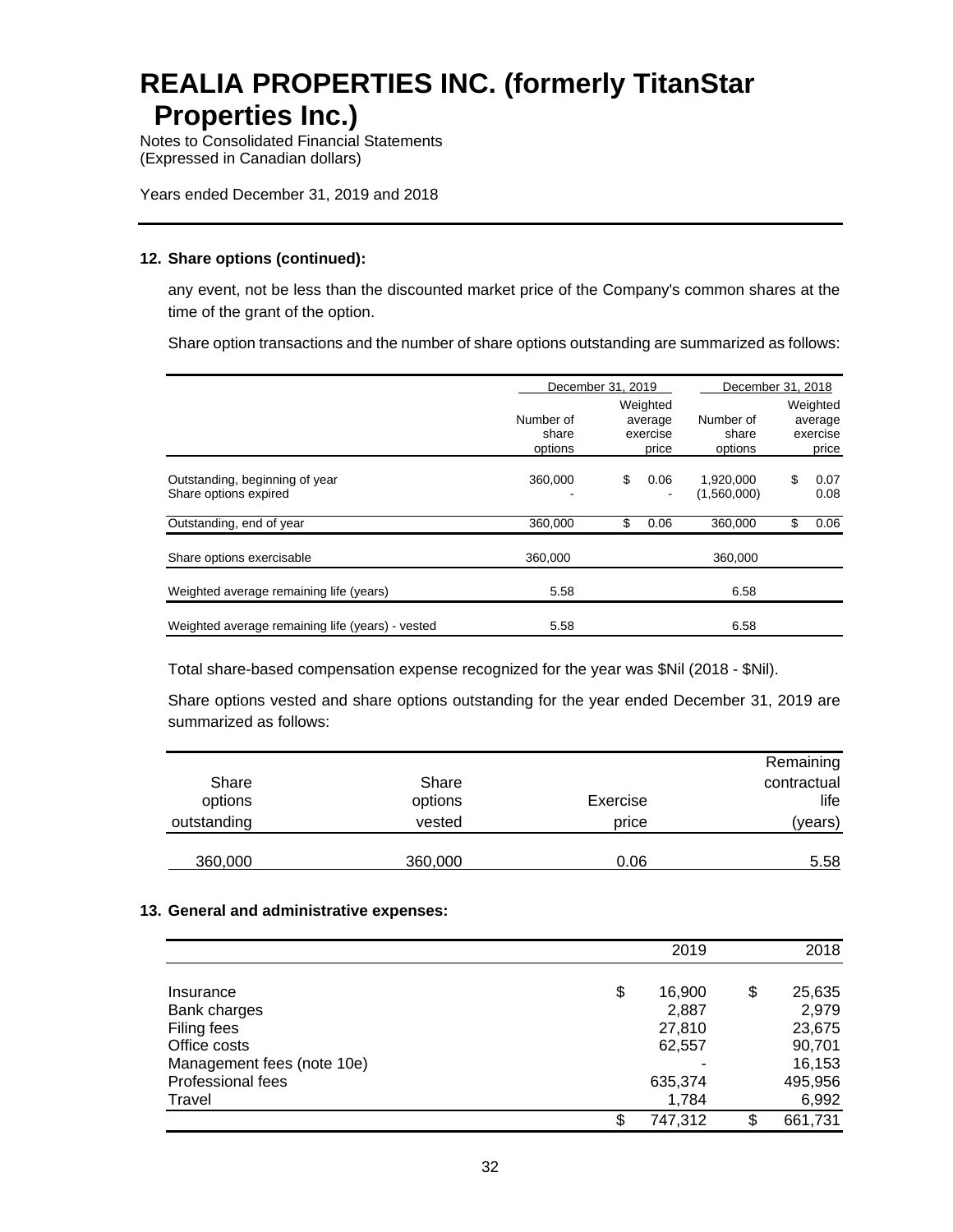### 12. Share options (continued):

any event, not be less than the discounted market price of the Company's common shares at the time of the grant of the option.

Share option transactions and the number of share options outstanding are summarized as follows:

| | December 31, 2019 | | December 31, 2018 | |
|---|---|---|---|---|
| | Number of share options | Weighted average exercise price | Number of share options | Weighted average exercise price |
| Outstanding, beginning of year | 360,000 | $ 0.06 | 1,920,000 | $ 0.07 |
| Share options expired | - | - | (1,560,000) | 0.08 |
| Outstanding, end of year | 360,000 | $ 0.06 | 360,000 | $ 0.06 |
| Share options exercisable | 360,000 | | 360,000 | |
| Weighted average remaining life (years) | 5.58 | | 6.58 | |
| Weighted average remaining life (years) - vested | 5.58 | | 6.58 | |

Total share-based compensation expense recognized for the year was $Nil (2018 - $Nil).

Share options vested and share options outstanding for the year ended December 31, 2019 are summarized as follows:

| Share options outstanding | Share options vested | Exercise price | Remaining contractual life (years) |
|---|---|---|---|
| 360,000 | 360,000 | 0.06 | 5.58 |

### 13. General and administrative expenses:

| | 2019 | 2018 |
|---|---|---|
| Insurance | $ 16,900 | $ 25,635 |
| Bank charges | 2,887 | 2,979 |
| Filing fees | 27,810 | 23,675 |
| Office costs | 62,557 | 90,701 |
| Management fees (note 10e) | - | 16,153 |
| Professional fees | 635,374 | 495,956 |
| Travel | 1,784 | 6,992 |
| | $ 747,312 | $ 661,731 |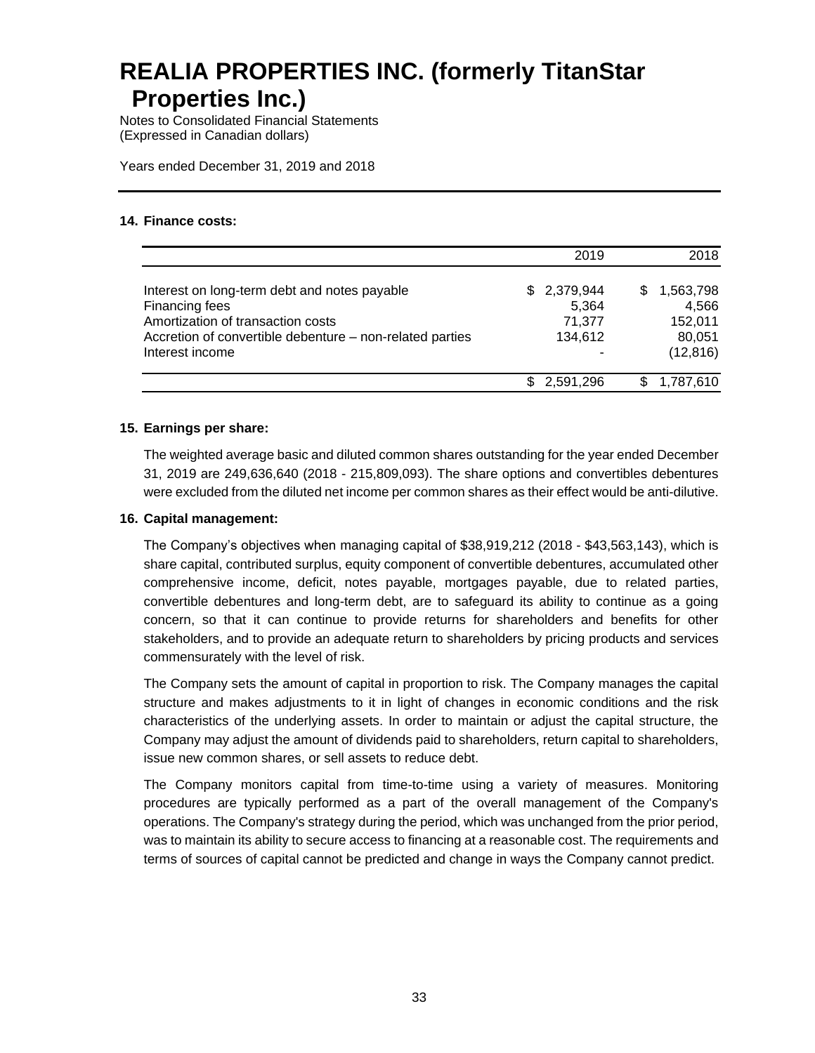# REALIA PROPERTIES INC. (formerly TitanStar Properties Inc.)

Notes to Consolidated Financial Statements
(Expressed in Canadian dollars)

Years ended December 31, 2019 and 2018

## 14. Finance costs:

| | 2019 | 2018 |
|---|---:|---:|
| Interest on long-term debt and notes payable | $ 2,379,944 | $ 1,563,798 |
| Financing fees | 5,364 | 4,566 |
| Amortization of transaction costs | 71,377 | 152,011 |
| Accretion of convertible debenture – non-related parties | 134,612 | 80,051 |
| Interest income | - | (12,816) |
| | $ 2,591,296 | $ 1,787,610 |

## 15. Earnings per share:

The weighted average basic and diluted common shares outstanding for the year ended December 31, 2019 are 249,636,640 (2018 - 215,809,093). The share options and convertibles debentures were excluded from the diluted net income per common shares as their effect would be anti-dilutive.

## 16. Capital management:

The Company's objectives when managing capital of $38,919,212 (2018 - $43,563,143), which is share capital, contributed surplus, equity component of convertible debentures, accumulated other comprehensive income, deficit, notes payable, mortgages payable, due to related parties, convertible debentures and long-term debt, are to safeguard its ability to continue as a going concern, so that it can continue to provide returns for shareholders and benefits for other stakeholders, and to provide an adequate return to shareholders by pricing products and services commensurately with the level of risk.

The Company sets the amount of capital in proportion to risk. The Company manages the capital structure and makes adjustments to it in light of changes in economic conditions and the risk characteristics of the underlying assets. In order to maintain or adjust the capital structure, the Company may adjust the amount of dividends paid to shareholders, return capital to shareholders, issue new common shares, or sell assets to reduce debt.

The Company monitors capital from time-to-time using a variety of measures. Monitoring procedures are typically performed as a part of the overall management of the Company's operations. The Company's strategy during the period, which was unchanged from the prior period, was to maintain its ability to secure access to financing at a reasonable cost. The requirements and terms of sources of capital cannot be predicted and change in ways the Company cannot predict.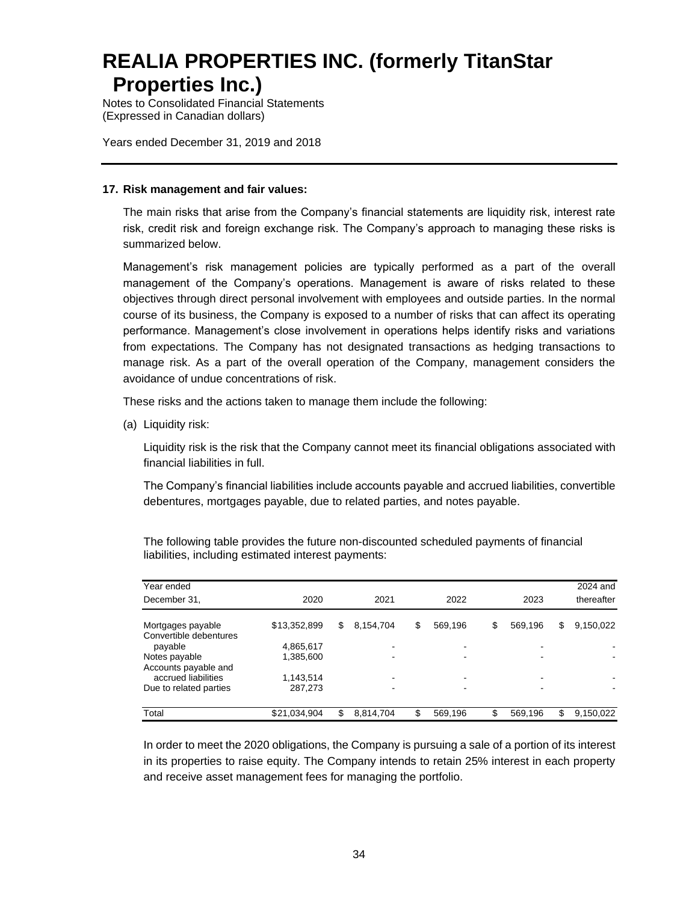# REALIA PROPERTIES INC. (formerly TitanStar Properties Inc.)

Notes to Consolidated Financial Statements
(Expressed in Canadian dollars)

Years ended December 31, 2019 and 2018

**17. Risk management and fair values:**

The main risks that arise from the Company's financial statements are liquidity risk, interest rate risk, credit risk and foreign exchange risk. The Company's approach to managing these risks is summarized below.

Management's risk management policies are typically performed as a part of the overall management of the Company's operations. Management is aware of risks related to these objectives through direct personal involvement with employees and outside parties. In the normal course of its business, the Company is exposed to a number of risks that can affect its operating performance. Management's close involvement in operations helps identify risks and variations from expectations. The Company has not designated transactions as hedging transactions to manage risk. As a part of the overall operation of the Company, management considers the avoidance of undue concentrations of risk.

These risks and the actions taken to manage them include the following:

(a) Liquidity risk:

Liquidity risk is the risk that the Company cannot meet its financial obligations associated with financial liabilities in full.

The Company's financial liabilities include accounts payable and accrued liabilities, convertible debentures, mortgages payable, due to related parties, and notes payable.

The following table provides the future non-discounted scheduled payments of financial liabilities, including estimated interest payments:

| Year ended December 31, | 2020 | 2021 | 2022 | 2023 | 2024 and thereafter |
|---|---|---|---|---|---|
| Mortgages payable | $13,352,899 | $ 8,154,704 | $ 569,196 | $ 569,196 | $ 9,150,022 |
| Convertible debentures payable | 4,865,617 | - | - | - | - |
| Notes payable | 1,385,600 | - | - | - | - |
| Accounts payable and accrued liabilities | 1,143,514 | - | - | - | - |
| Due to related parties | 287,273 | - | - | - | - |
| Total | $21,034,904 | $ 8,814,704 | $ 569,196 | $ 569,196 | $ 9,150,022 |

In order to meet the 2020 obligations, the Company is pursuing a sale of a portion of its interest in its properties to raise equity. The Company intends to retain 25% interest in each property and receive asset management fees for managing the portfolio.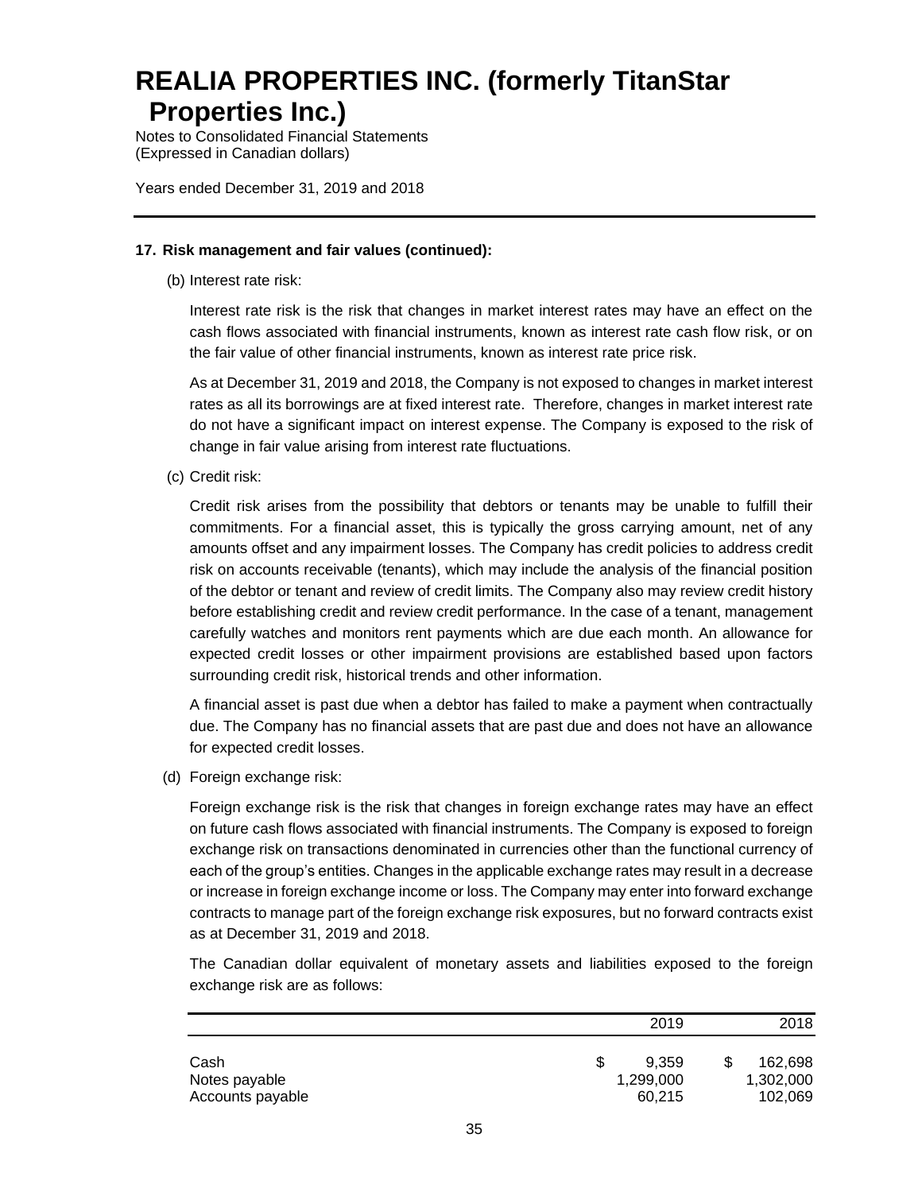### 17. Risk management and fair values (continued):

(b) Interest rate risk:

Interest rate risk is the risk that changes in market interest rates may have an effect on the cash flows associated with financial instruments, known as interest rate cash flow risk, or on the fair value of other financial instruments, known as interest rate price risk.

As at December 31, 2019 and 2018, the Company is not exposed to changes in market interest rates as all its borrowings are at fixed interest rate. Therefore, changes in market interest rate do not have a significant impact on interest expense. The Company is exposed to the risk of change in fair value arising from interest rate fluctuations.

(c) Credit risk:

Credit risk arises from the possibility that debtors or tenants may be unable to fulfill their commitments. For a financial asset, this is typically the gross carrying amount, net of any amounts offset and any impairment losses. The Company has credit policies to address credit risk on accounts receivable (tenants), which may include the analysis of the financial position of the debtor or tenant and review of credit limits. The Company also may review credit history before establishing credit and review credit performance. In the case of a tenant, management carefully watches and monitors rent payments which are due each month. An allowance for expected credit losses or other impairment provisions are established based upon factors surrounding credit risk, historical trends and other information.

A financial asset is past due when a debtor has failed to make a payment when contractually due. The Company has no financial assets that are past due and does not have an allowance for expected credit losses.

(d) Foreign exchange risk:

Foreign exchange risk is the risk that changes in foreign exchange rates may have an effect on future cash flows associated with financial instruments. The Company is exposed to foreign exchange risk on transactions denominated in currencies other than the functional currency of each of the group's entities. Changes in the applicable exchange rates may result in a decrease or increase in foreign exchange income or loss. The Company may enter into forward exchange contracts to manage part of the foreign exchange risk exposures, but no forward contracts exist as at December 31, 2019 and 2018.

The Canadian dollar equivalent of monetary assets and liabilities exposed to the foreign exchange risk are as follows:

| | 2019 | 2018 |
|---|---|---|
| Cash | $ 9,359 | $ 162,698 |
| Notes payable | 1,299,000 | 1,302,000 |
| Accounts payable | 60,215 | 102,069 |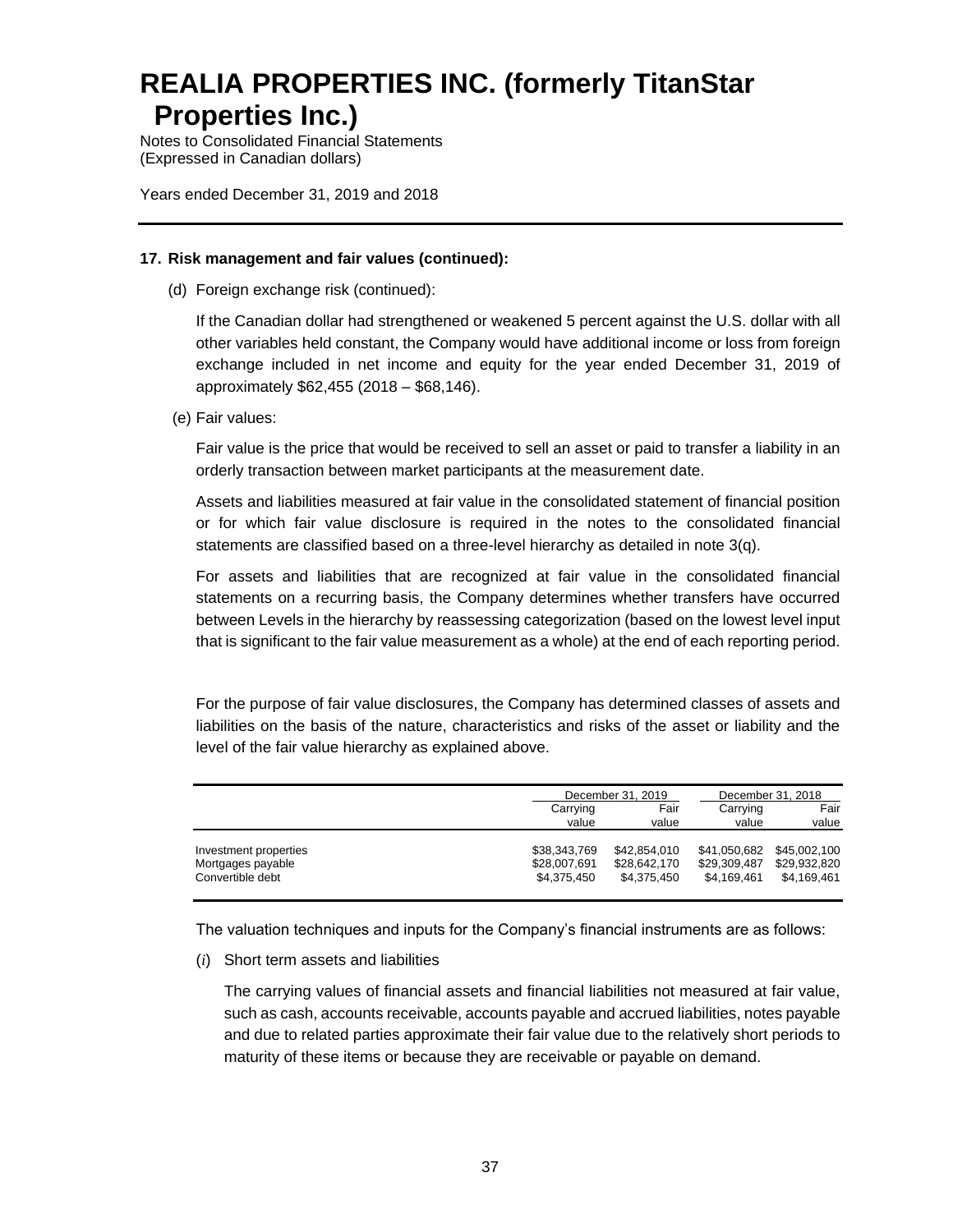### 17. Risk management and fair values (continued):

(d) Foreign exchange risk (continued):

If the Canadian dollar had strengthened or weakened 5 percent against the U.S. dollar with all other variables held constant, the Company would have additional income or loss from foreign exchange included in net income and equity for the year ended December 31, 2019 of approximately $62,455 (2018 – $68,146).

(e) Fair values:

Fair value is the price that would be received to sell an asset or paid to transfer a liability in an orderly transaction between market participants at the measurement date.

Assets and liabilities measured at fair value in the consolidated statement of financial position or for which fair value disclosure is required in the notes to the consolidated financial statements are classified based on a three-level hierarchy as detailed in note 3(q).

For assets and liabilities that are recognized at fair value in the consolidated financial statements on a recurring basis, the Company determines whether transfers have occurred between Levels in the hierarchy by reassessing categorization (based on the lowest level input that is significant to the fair value measurement as a whole) at the end of each reporting period.

For the purpose of fair value disclosures, the Company has determined classes of assets and liabilities on the basis of the nature, characteristics and risks of the asset or liability and the level of the fair value hierarchy as explained above.

| | December 31, 2019 | | December 31, 2018 | |
|---|---|---|---|---|
| | Carrying value | Fair value | Carrying value | Fair value |
| Investment properties | $38,343,769 | $42,854,010 | $41,050,682 | $45,002,100 |
| Mortgages payable | $28,007,691 | $28,642,170 | $29,309,487 | $29,932,820 |
| Convertible debt | $4,375,450 | $4,375,450 | $4,169,461 | $4,169,461 |

The valuation techniques and inputs for the Company's financial instruments are as follows:

(*i*) Short term assets and liabilities

The carrying values of financial assets and financial liabilities not measured at fair value, such as cash, accounts receivable, accounts payable and accrued liabilities, notes payable and due to related parties approximate their fair value due to the relatively short periods to maturity of these items or because they are receivable or payable on demand.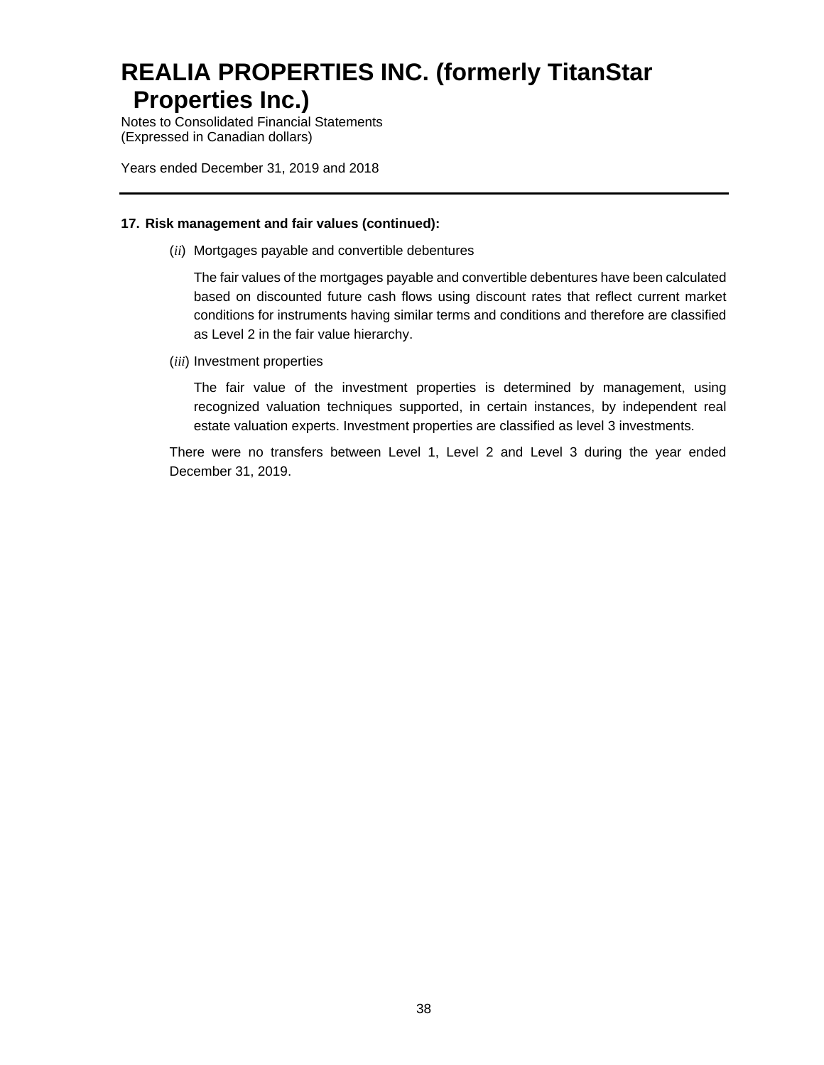# REALIA PROPERTIES INC. (formerly TitanStar Properties Inc.)

Notes to Consolidated Financial Statements
(Expressed in Canadian dollars)

Years ended December 31, 2019 and 2018

**17. Risk management and fair values (continued):**

(*ii*) Mortgages payable and convertible debentures

The fair values of the mortgages payable and convertible debentures have been calculated based on discounted future cash flows using discount rates that reflect current market conditions for instruments having similar terms and conditions and therefore are classified as Level 2 in the fair value hierarchy.

(*iii*) Investment properties

The fair value of the investment properties is determined by management, using recognized valuation techniques supported, in certain instances, by independent real estate valuation experts. Investment properties are classified as level 3 investments.

There were no transfers between Level 1, Level 2 and Level 3 during the year ended December 31, 2019.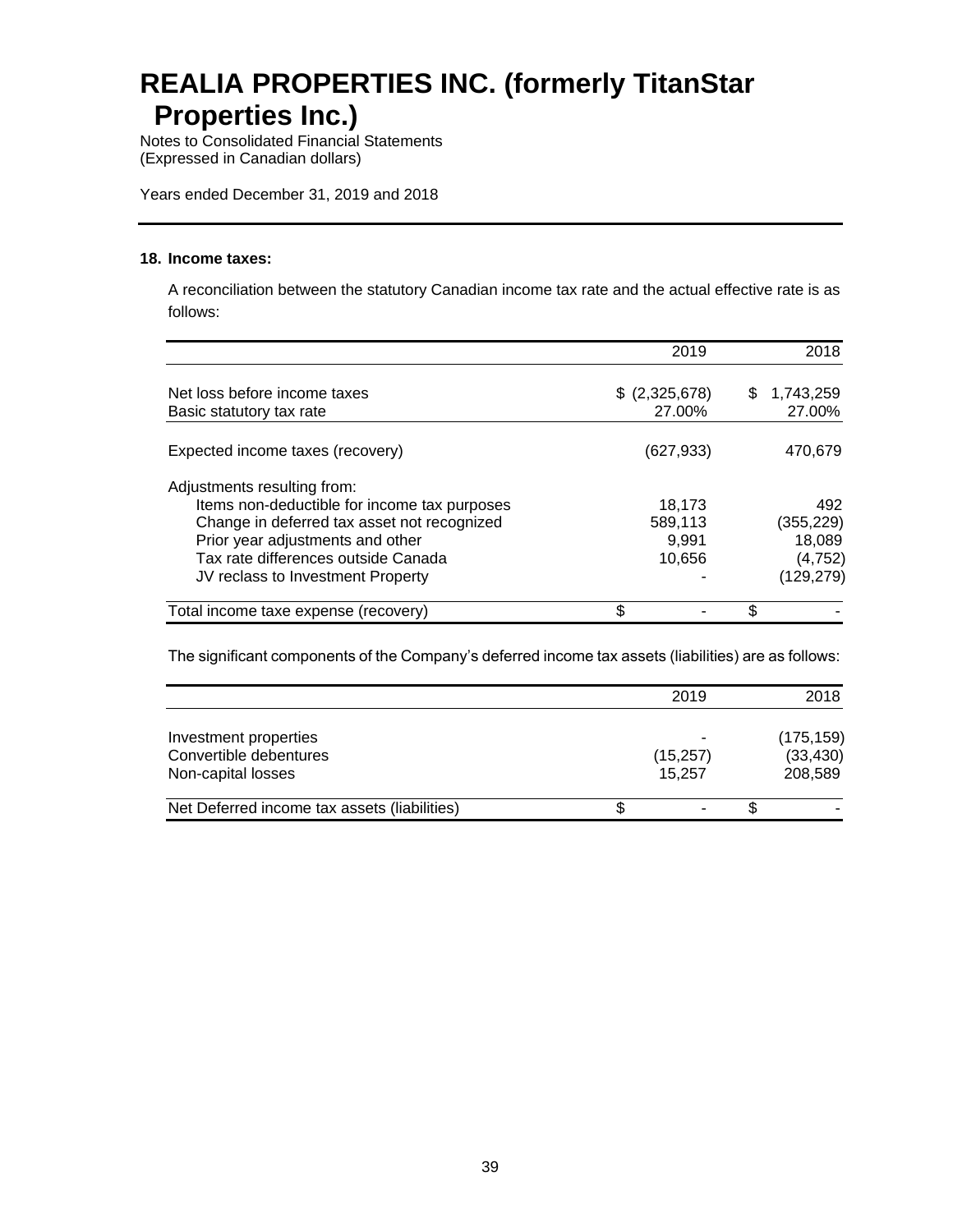# REALIA PROPERTIES INC. (formerly TitanStar Properties Inc.)

Notes to Consolidated Financial Statements
(Expressed in Canadian dollars)

Years ended December 31, 2019 and 2018

### 18. Income taxes:

A reconciliation between the statutory Canadian income tax rate and the actual effective rate is as follows:

| | 2019 | 2018 |
|---|---:|---:|
| Net loss before income taxes | $ (2,325,678) | $ 1,743,259 |
| Basic statutory tax rate | 27.00% | 27.00% |
| Expected income taxes (recovery) | (627,933) | 470,679 |
| Adjustments resulting from: | | |
| Items non-deductible for income tax purposes | 18,173 | 492 |
| Change in deferred tax asset not recognized | 589,113 | (355,229) |
| Prior year adjustments and other | 9,991 | 18,089 |
| Tax rate differences outside Canada | 10,656 | (4,752) |
| JV reclass to Investment Property | - | (129,279) |
| Total income taxe expense (recovery) | $ - | $ - |

The significant components of the Company's deferred income tax assets (liabilities) are as follows:

| | 2019 | 2018 |
|---|---:|---:|
| Investment properties | - | (175,159) |
| Convertible debentures | (15,257) | (33,430) |
| Non-capital losses | 15,257 | 208,589 |
| Net Deferred income tax assets (liabilities) | $ - | $ - |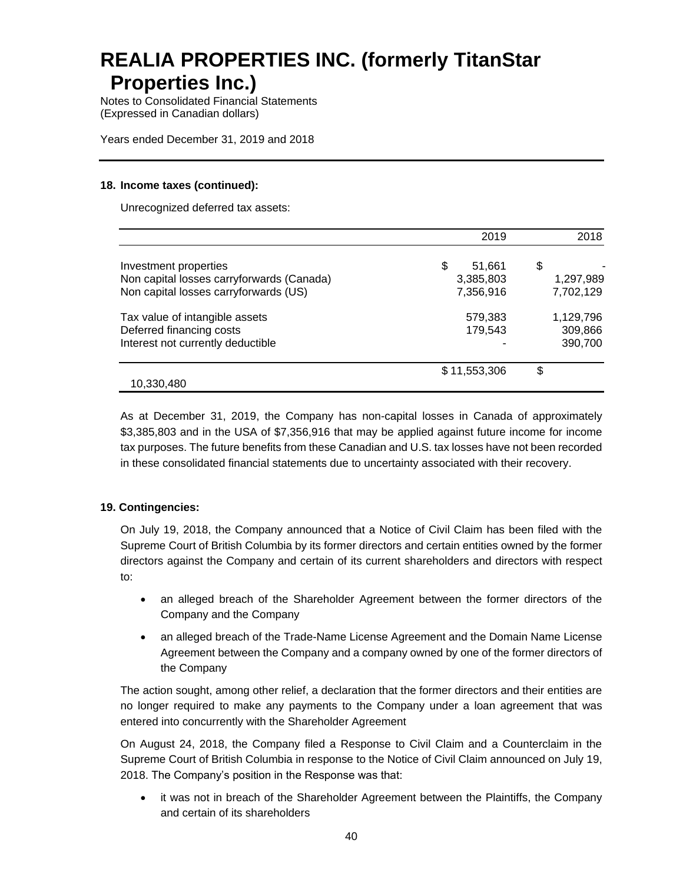### 18. Income taxes (continued):

Unrecognized deferred tax assets:

| | 2019 | 2018 |
|---|---|---|
| Investment properties | $ 51,661 | $ - |
| Non capital losses carryforwards (Canada) | 3,385,803 | 1,297,989 |
| Non capital losses carryforwards (US) | 7,356,916 | 7,702,129 |
| Tax value of intangible assets | 579,383 | 1,129,796 |
| Deferred financing costs | 179,543 | 309,866 |
| Interest not currently deductible | - | 390,700 |
| | $ 11,553,306 | $ 10,330,480 |

As at December 31, 2019, the Company has non-capital losses in Canada of approximately $3,385,803 and in the USA of $7,356,916 that may be applied against future income for income tax purposes. The future benefits from these Canadian and U.S. tax losses have not been recorded in these consolidated financial statements due to uncertainty associated with their recovery.

### 19. Contingencies:

On July 19, 2018, the Company announced that a Notice of Civil Claim has been filed with the Supreme Court of British Columbia by its former directors and certain entities owned by the former directors against the Company and certain of its current shareholders and directors with respect to:

- an alleged breach of the Shareholder Agreement between the former directors of the Company and the Company
- an alleged breach of the Trade-Name License Agreement and the Domain Name License Agreement between the Company and a company owned by one of the former directors of the Company

The action sought, among other relief, a declaration that the former directors and their entities are no longer required to make any payments to the Company under a loan agreement that was entered into concurrently with the Shareholder Agreement

On August 24, 2018, the Company filed a Response to Civil Claim and a Counterclaim in the Supreme Court of British Columbia in response to the Notice of Civil Claim announced on July 19, 2018. The Company's position in the Response was that:

- it was not in breach of the Shareholder Agreement between the Plaintiffs, the Company and certain of its shareholders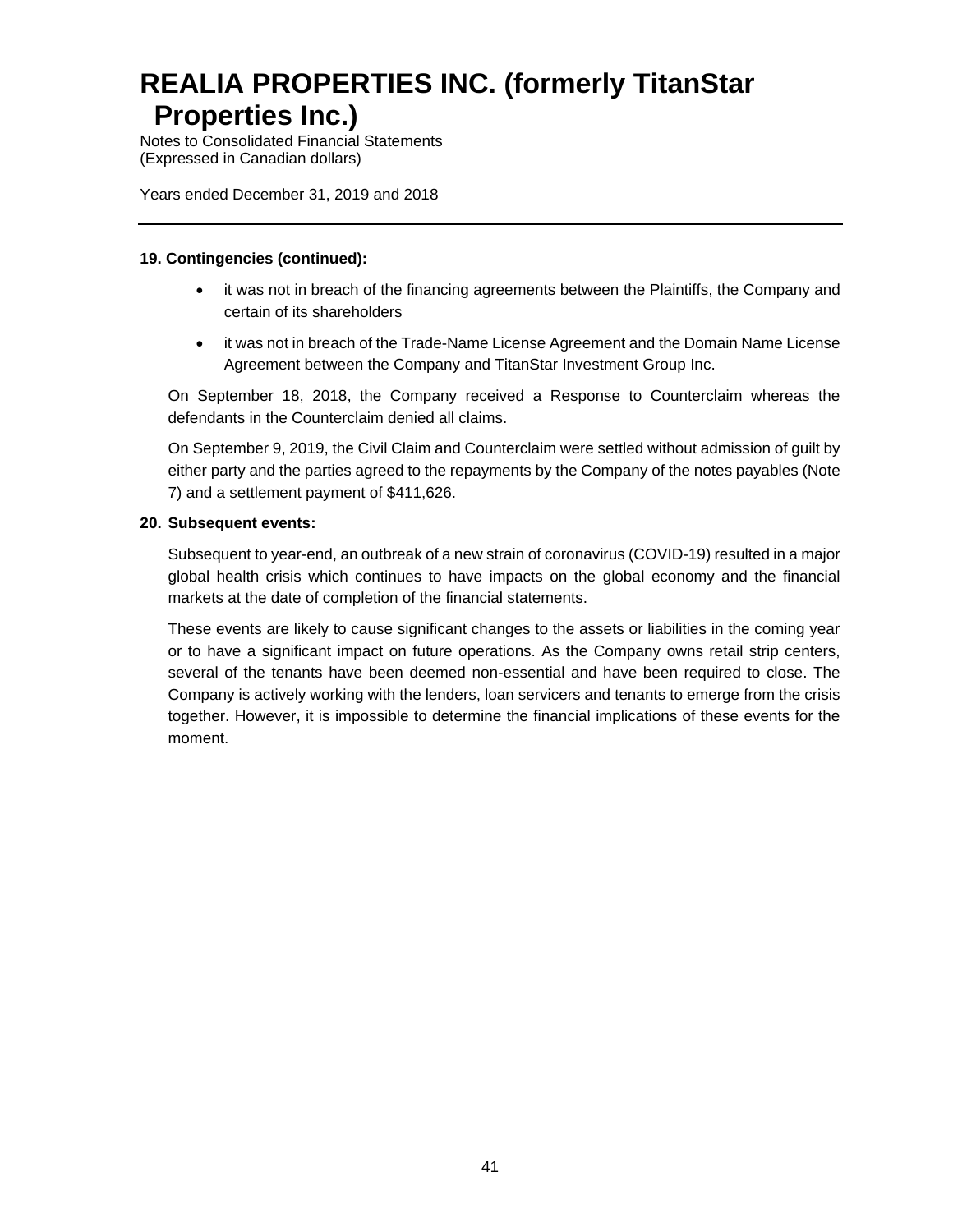**19. Contingencies (continued):**

- it was not in breach of the financing agreements between the Plaintiffs, the Company and certain of its shareholders
- it was not in breach of the Trade-Name License Agreement and the Domain Name License Agreement between the Company and TitanStar Investment Group Inc.

On September 18, 2018, the Company received a Response to Counterclaim whereas the defendants in the Counterclaim denied all claims.

On September 9, 2019, the Civil Claim and Counterclaim were settled without admission of guilt by either party and the parties agreed to the repayments by the Company of the notes payables (Note 7) and a settlement payment of $411,626.

**20. Subsequent events:**

Subsequent to year-end, an outbreak of a new strain of coronavirus (COVID-19) resulted in a major global health crisis which continues to have impacts on the global economy and the financial markets at the date of completion of the financial statements.

These events are likely to cause significant changes to the assets or liabilities in the coming year or to have a significant impact on future operations. As the Company owns retail strip centers, several of the tenants have been deemed non-essential and have been required to close. The Company is actively working with the lenders, loan servicers and tenants to emerge from the crisis together. However, it is impossible to determine the financial implications of these events for the moment.